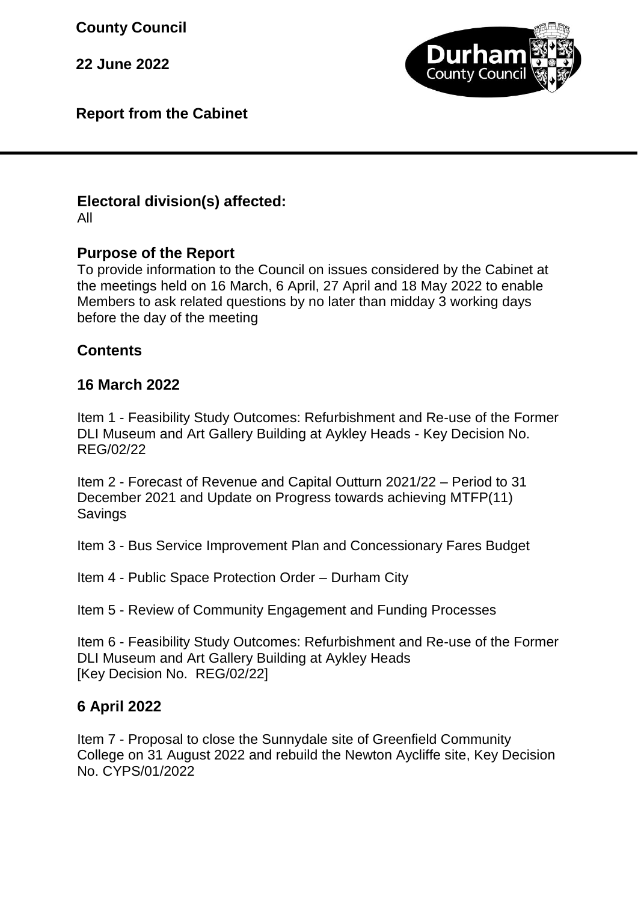**County Council**

**22 June 2022**

**Report from the Cabinet**

---

## Electoral division(s) affected:

All

## Purpose of the Report

To provide information to the Council on issues considered by the Cabinet at the meetings held on 16 March, 6 April, 27 April and 18 May 2022 to enable Members to ask related questions by no later than midday 3 working days before the day of the meeting

## Contents

### 16 March 2022

Item 1 - Feasibility Study Outcomes: Refurbishment and Re-use of the Former DLI Museum and Art Gallery Building at Aykley Heads - Key Decision No. REG/02/22

Item 2 - Forecast of Revenue and Capital Outturn 2021/22 – Period to 31 December 2021 and Update on Progress towards achieving MTFP(11) Savings

Item 3 - Bus Service Improvement Plan and Concessionary Fares Budget

Item 4 - Public Space Protection Order – Durham City

Item 5 - Review of Community Engagement and Funding Processes

Item 6 - Feasibility Study Outcomes: Refurbishment and Re-use of the Former DLI Museum and Art Gallery Building at Aykley Heads [Key Decision No. REG/02/22]

### 6 April 2022

Item 7 - Proposal to close the Sunnydale site of Greenfield Community College on 31 August 2022 and rebuild the Newton Aycliffe site, Key Decision No. CYPS/01/2022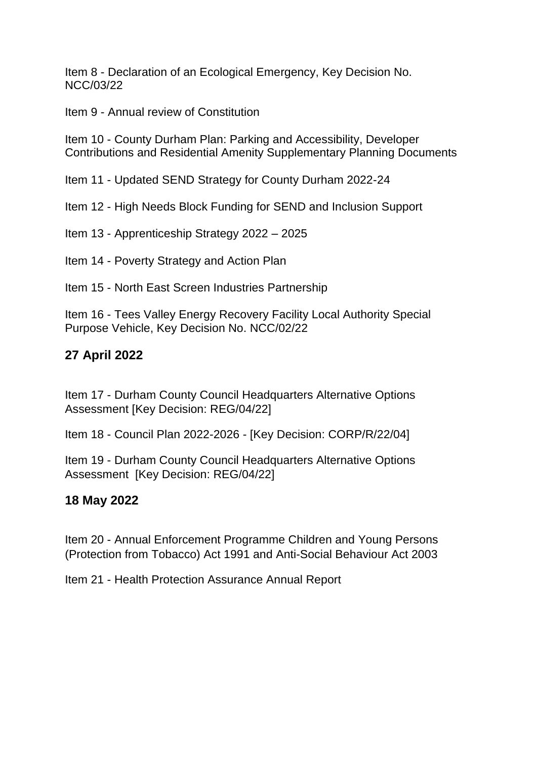Item 8 - Declaration of an Ecological Emergency, Key Decision No. NCC/03/22

Item 9 - Annual review of Constitution

Item 10 - County Durham Plan: Parking and Accessibility, Developer Contributions and Residential Amenity Supplementary Planning Documents

Item 11 - Updated SEND Strategy for County Durham 2022-24

Item 12 - High Needs Block Funding for SEND and Inclusion Support

Item 13 - Apprenticeship Strategy 2022 – 2025

Item 14 - Poverty Strategy and Action Plan

Item 15 - North East Screen Industries Partnership

Item 16 - Tees Valley Energy Recovery Facility Local Authority Special Purpose Vehicle, Key Decision No. NCC/02/22

## 27 April 2022

Item 17 - Durham County Council Headquarters Alternative Options Assessment [Key Decision: REG/04/22]

Item 18 - Council Plan 2022-2026 - [Key Decision: CORP/R/22/04]

Item 19 - Durham County Council Headquarters Alternative Options Assessment [Key Decision: REG/04/22]

## 18 May 2022

Item 20 - Annual Enforcement Programme Children and Young Persons (Protection from Tobacco) Act 1991 and Anti-Social Behaviour Act 2003

Item 21 - Health Protection Assurance Annual Report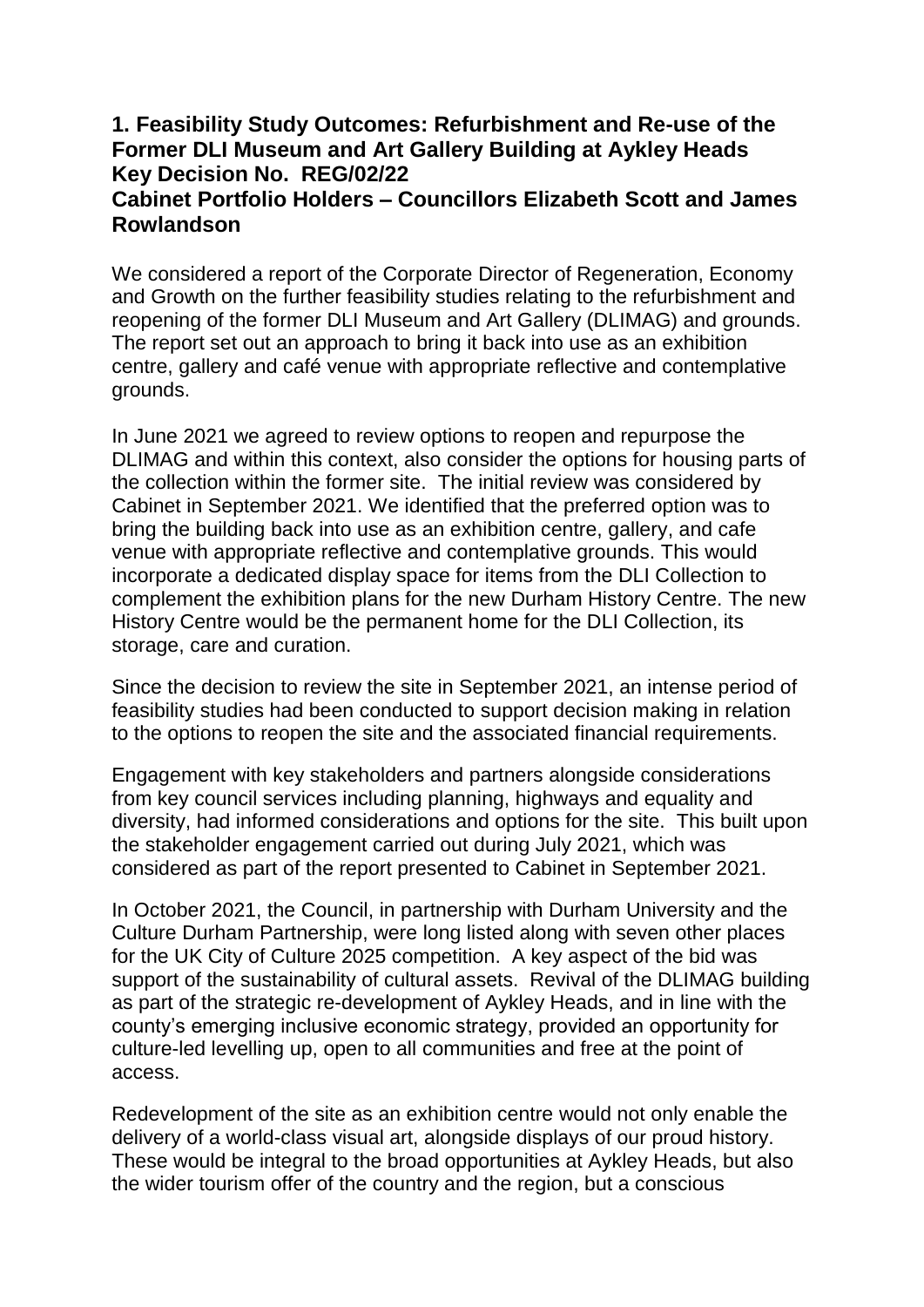## 1. Feasibility Study Outcomes: Refurbishment and Re-use of the Former DLI Museum and Art Gallery Building at Aykley Heads Key Decision No. REG/02/22 Cabinet Portfolio Holders – Councillors Elizabeth Scott and James Rowlandson

We considered a report of the Corporate Director of Regeneration, Economy and Growth on the further feasibility studies relating to the refurbishment and reopening of the former DLI Museum and Art Gallery (DLIMAG) and grounds. The report set out an approach to bring it back into use as an exhibition centre, gallery and café venue with appropriate reflective and contemplative grounds.

In June 2021 we agreed to review options to reopen and repurpose the DLIMAG and within this context, also consider the options for housing parts of the collection within the former site. The initial review was considered by Cabinet in September 2021. We identified that the preferred option was to bring the building back into use as an exhibition centre, gallery, and cafe venue with appropriate reflective and contemplative grounds. This would incorporate a dedicated display space for items from the DLI Collection to complement the exhibition plans for the new Durham History Centre. The new History Centre would be the permanent home for the DLI Collection, its storage, care and curation.

Since the decision to review the site in September 2021, an intense period of feasibility studies had been conducted to support decision making in relation to the options to reopen the site and the associated financial requirements.

Engagement with key stakeholders and partners alongside considerations from key council services including planning, highways and equality and diversity, had informed considerations and options for the site. This built upon the stakeholder engagement carried out during July 2021, which was considered as part of the report presented to Cabinet in September 2021.

In October 2021, the Council, in partnership with Durham University and the Culture Durham Partnership, were long listed along with seven other places for the UK City of Culture 2025 competition. A key aspect of the bid was support of the sustainability of cultural assets. Revival of the DLIMAG building as part of the strategic re-development of Aykley Heads, and in line with the county's emerging inclusive economic strategy, provided an opportunity for culture-led levelling up, open to all communities and free at the point of access.

Redevelopment of the site as an exhibition centre would not only enable the delivery of a world-class visual art, alongside displays of our proud history. These would be integral to the broad opportunities at Aykley Heads, but also the wider tourism offer of the country and the region, but a conscious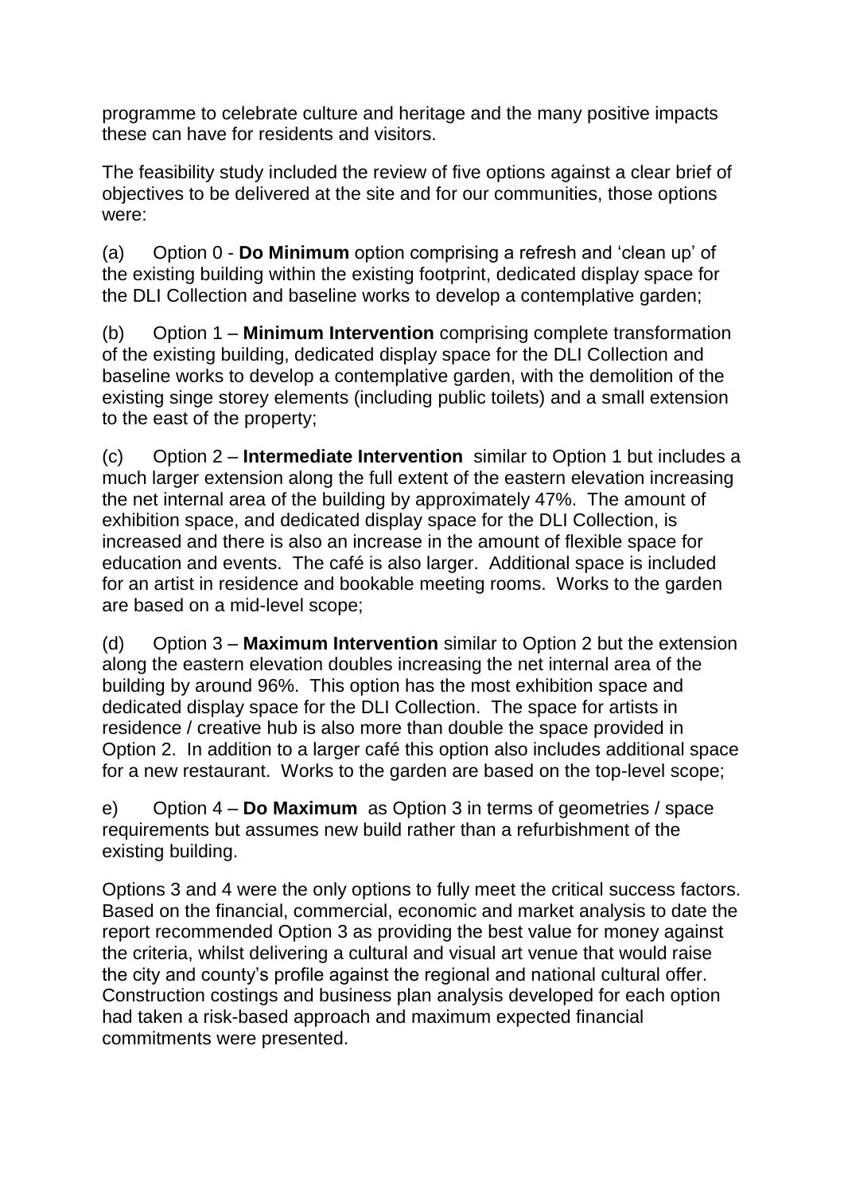programme to celebrate culture and heritage and the many positive impacts these can have for residents and visitors.

The feasibility study included the review of five options against a clear brief of objectives to be delivered at the site and for our communities, those options were:

(a) Option 0 - **Do Minimum** option comprising a refresh and 'clean up' of the existing building within the existing footprint, dedicated display space for the DLI Collection and baseline works to develop a contemplative garden;

(b) Option 1 – **Minimum Intervention** comprising complete transformation of the existing building, dedicated display space for the DLI Collection and baseline works to develop a contemplative garden, with the demolition of the existing singe storey elements (including public toilets) and a small extension to the east of the property;

(c) Option 2 – **Intermediate Intervention** similar to Option 1 but includes a much larger extension along the full extent of the eastern elevation increasing the net internal area of the building by approximately 47%. The amount of exhibition space, and dedicated display space for the DLI Collection, is increased and there is also an increase in the amount of flexible space for education and events. The café is also larger. Additional space is included for an artist in residence and bookable meeting rooms. Works to the garden are based on a mid-level scope;

(d) Option 3 – **Maximum Intervention** similar to Option 2 but the extension along the eastern elevation doubles increasing the net internal area of the building by around 96%. This option has the most exhibition space and dedicated display space for the DLI Collection. The space for artists in residence / creative hub is also more than double the space provided in Option 2. In addition to a larger café this option also includes additional space for a new restaurant. Works to the garden are based on the top-level scope;

e) Option 4 – **Do Maximum** as Option 3 in terms of geometries / space requirements but assumes new build rather than a refurbishment of the existing building.

Options 3 and 4 were the only options to fully meet the critical success factors. Based on the financial, commercial, economic and market analysis to date the report recommended Option 3 as providing the best value for money against the criteria, whilst delivering a cultural and visual art venue that would raise the city and county's profile against the regional and national cultural offer. Construction costings and business plan analysis developed for each option had taken a risk-based approach and maximum expected financial commitments were presented.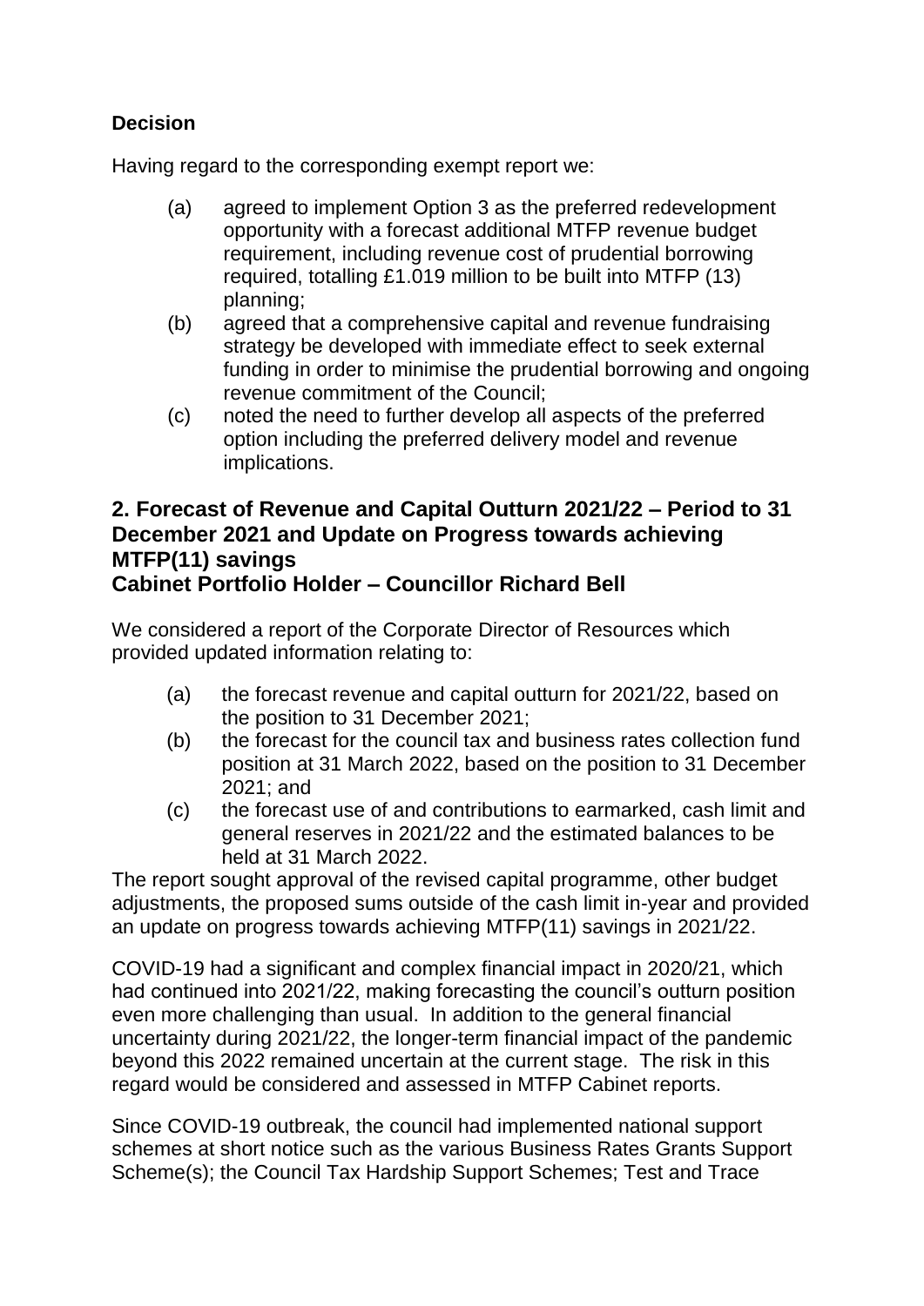**Decision**

Having regard to the corresponding exempt report we:

(a) agreed to implement Option 3 as the preferred redevelopment opportunity with a forecast additional MTFP revenue budget requirement, including revenue cost of prudential borrowing required, totalling £1.019 million to be built into MTFP (13) planning;

(b) agreed that a comprehensive capital and revenue fundraising strategy be developed with immediate effect to seek external funding in order to minimise the prudential borrowing and ongoing revenue commitment of the Council;

(c) noted the need to further develop all aspects of the preferred option including the preferred delivery model and revenue implications.

## 2. Forecast of Revenue and Capital Outturn 2021/22 – Period to 31 December 2021 and Update on Progress towards achieving MTFP(11) savings
## Cabinet Portfolio Holder – Councillor Richard Bell

We considered a report of the Corporate Director of Resources which provided updated information relating to:

(a) the forecast revenue and capital outturn for 2021/22, based on the position to 31 December 2021;

(b) the forecast for the council tax and business rates collection fund position at 31 March 2022, based on the position to 31 December 2021; and

(c) the forecast use of and contributions to earmarked, cash limit and general reserves in 2021/22 and the estimated balances to be held at 31 March 2022.

The report sought approval of the revised capital programme, other budget adjustments, the proposed sums outside of the cash limit in-year and provided an update on progress towards achieving MTFP(11) savings in 2021/22.

COVID-19 had a significant and complex financial impact in 2020/21, which had continued into 2021/22, making forecasting the council's outturn position even more challenging than usual. In addition to the general financial uncertainty during 2021/22, the longer-term financial impact of the pandemic beyond this 2022 remained uncertain at the current stage. The risk in this regard would be considered and assessed in MTFP Cabinet reports.

Since COVID-19 outbreak, the council had implemented national support schemes at short notice such as the various Business Rates Grants Support Scheme(s); the Council Tax Hardship Support Schemes; Test and Trace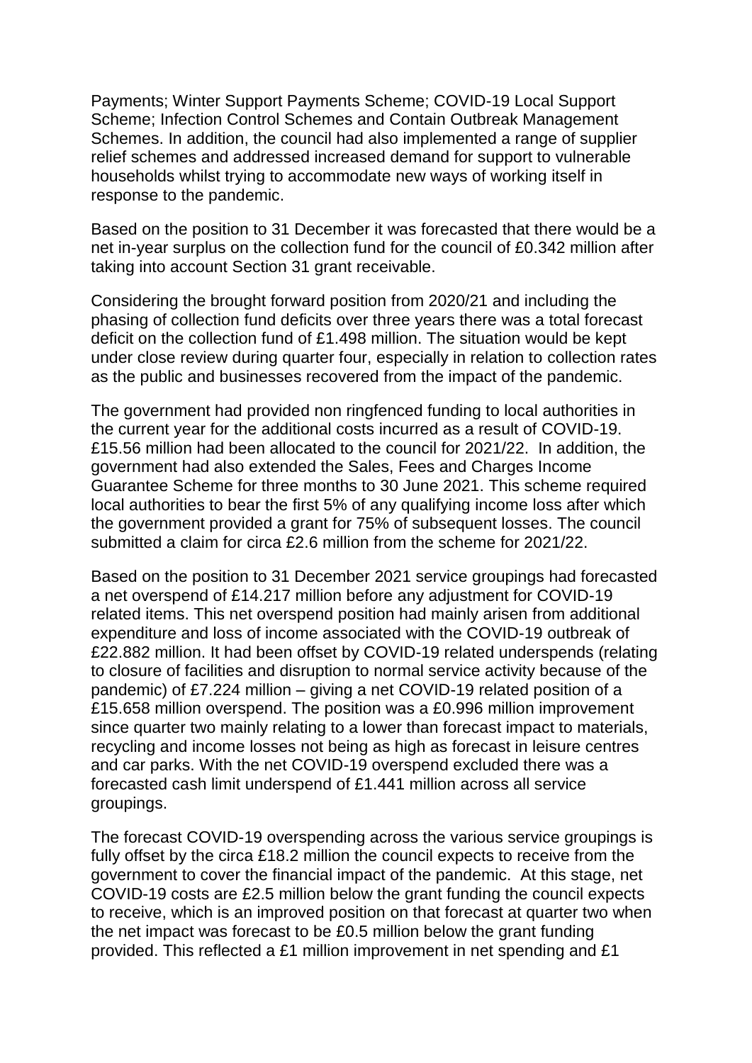Payments; Winter Support Payments Scheme; COVID-19 Local Support Scheme; Infection Control Schemes and Contain Outbreak Management Schemes. In addition, the council had also implemented a range of supplier relief schemes and addressed increased demand for support to vulnerable households whilst trying to accommodate new ways of working itself in response to the pandemic.

Based on the position to 31 December it was forecasted that there would be a net in-year surplus on the collection fund for the council of £0.342 million after taking into account Section 31 grant receivable.

Considering the brought forward position from 2020/21 and including the phasing of collection fund deficits over three years there was a total forecast deficit on the collection fund of £1.498 million. The situation would be kept under close review during quarter four, especially in relation to collection rates as the public and businesses recovered from the impact of the pandemic.

The government had provided non ringfenced funding to local authorities in the current year for the additional costs incurred as a result of COVID-19. £15.56 million had been allocated to the council for 2021/22. In addition, the government had also extended the Sales, Fees and Charges Income Guarantee Scheme for three months to 30 June 2021. This scheme required local authorities to bear the first 5% of any qualifying income loss after which the government provided a grant for 75% of subsequent losses. The council submitted a claim for circa £2.6 million from the scheme for 2021/22.

Based on the position to 31 December 2021 service groupings had forecasted a net overspend of £14.217 million before any adjustment for COVID-19 related items. This net overspend position had mainly arisen from additional expenditure and loss of income associated with the COVID-19 outbreak of £22.882 million. It had been offset by COVID-19 related underspends (relating to closure of facilities and disruption to normal service activity because of the pandemic) of £7.224 million – giving a net COVID-19 related position of a £15.658 million overspend. The position was a £0.996 million improvement since quarter two mainly relating to a lower than forecast impact to materials, recycling and income losses not being as high as forecast in leisure centres and car parks. With the net COVID-19 overspend excluded there was a forecasted cash limit underspend of £1.441 million across all service groupings.

The forecast COVID-19 overspending across the various service groupings is fully offset by the circa £18.2 million the council expects to receive from the government to cover the financial impact of the pandemic. At this stage, net COVID-19 costs are £2.5 million below the grant funding the council expects to receive, which is an improved position on that forecast at quarter two when the net impact was forecast to be £0.5 million below the grant funding provided. This reflected a £1 million improvement in net spending and £1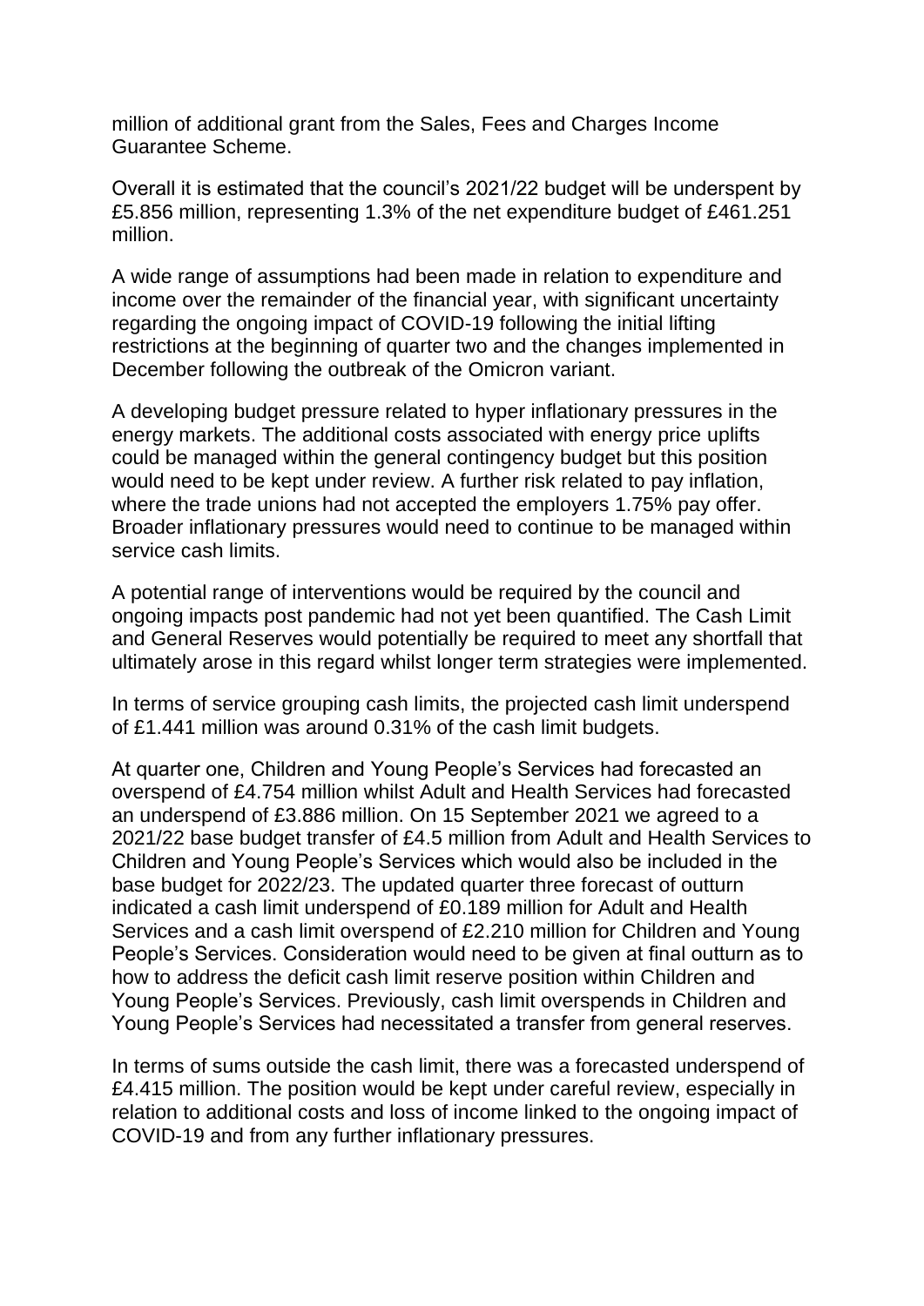million of additional grant from the Sales, Fees and Charges Income Guarantee Scheme.

Overall it is estimated that the council's 2021/22 budget will be underspent by £5.856 million, representing 1.3% of the net expenditure budget of £461.251 million.

A wide range of assumptions had been made in relation to expenditure and income over the remainder of the financial year, with significant uncertainty regarding the ongoing impact of COVID-19 following the initial lifting restrictions at the beginning of quarter two and the changes implemented in December following the outbreak of the Omicron variant.

A developing budget pressure related to hyper inflationary pressures in the energy markets. The additional costs associated with energy price uplifts could be managed within the general contingency budget but this position would need to be kept under review. A further risk related to pay inflation, where the trade unions had not accepted the employers 1.75% pay offer. Broader inflationary pressures would need to continue to be managed within service cash limits.

A potential range of interventions would be required by the council and ongoing impacts post pandemic had not yet been quantified. The Cash Limit and General Reserves would potentially be required to meet any shortfall that ultimately arose in this regard whilst longer term strategies were implemented.

In terms of service grouping cash limits, the projected cash limit underspend of £1.441 million was around 0.31% of the cash limit budgets.

At quarter one, Children and Young People's Services had forecasted an overspend of £4.754 million whilst Adult and Health Services had forecasted an underspend of £3.886 million. On 15 September 2021 we agreed to a 2021/22 base budget transfer of £4.5 million from Adult and Health Services to Children and Young People's Services which would also be included in the base budget for 2022/23. The updated quarter three forecast of outturn indicated a cash limit underspend of £0.189 million for Adult and Health Services and a cash limit overspend of £2.210 million for Children and Young People's Services. Consideration would need to be given at final outturn as to how to address the deficit cash limit reserve position within Children and Young People's Services. Previously, cash limit overspends in Children and Young People's Services had necessitated a transfer from general reserves.

In terms of sums outside the cash limit, there was a forecasted underspend of £4.415 million. The position would be kept under careful review, especially in relation to additional costs and loss of income linked to the ongoing impact of COVID-19 and from any further inflationary pressures.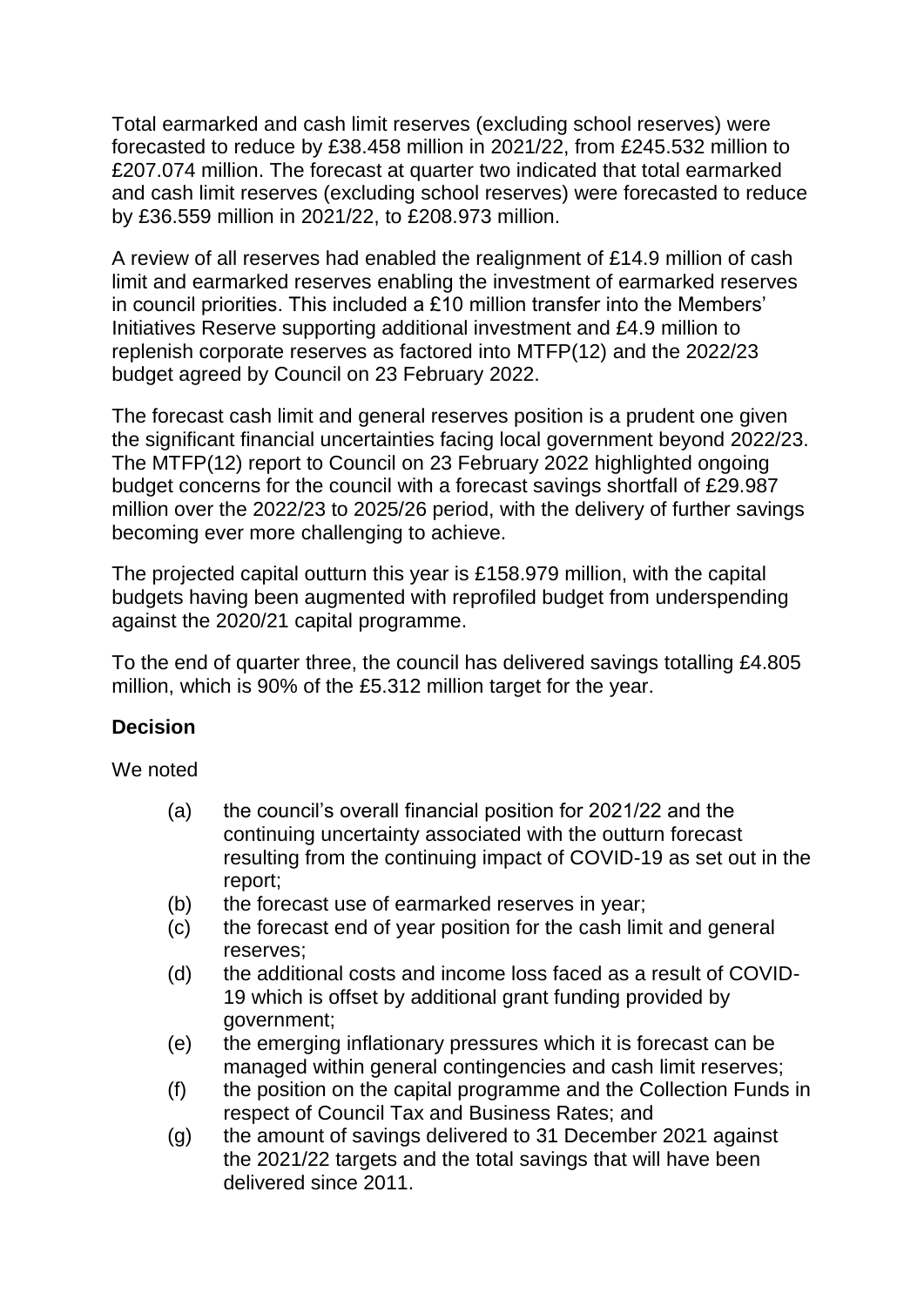Total earmarked and cash limit reserves (excluding school reserves) were forecasted to reduce by £38.458 million in 2021/22, from £245.532 million to £207.074 million. The forecast at quarter two indicated that total earmarked and cash limit reserves (excluding school reserves) were forecasted to reduce by £36.559 million in 2021/22, to £208.973 million.

A review of all reserves had enabled the realignment of £14.9 million of cash limit and earmarked reserves enabling the investment of earmarked reserves in council priorities. This included a £10 million transfer into the Members' Initiatives Reserve supporting additional investment and £4.9 million to replenish corporate reserves as factored into MTFP(12) and the 2022/23 budget agreed by Council on 23 February 2022.

The forecast cash limit and general reserves position is a prudent one given the significant financial uncertainties facing local government beyond 2022/23. The MTFP(12) report to Council on 23 February 2022 highlighted ongoing budget concerns for the council with a forecast savings shortfall of £29.987 million over the 2022/23 to 2025/26 period, with the delivery of further savings becoming ever more challenging to achieve.

The projected capital outturn this year is £158.979 million, with the capital budgets having been augmented with reprofiled budget from underspending against the 2020/21 capital programme.

To the end of quarter three, the council has delivered savings totalling £4.805 million, which is 90% of the £5.312 million target for the year.

**Decision**

We noted

(a) the council's overall financial position for 2021/22 and the continuing uncertainty associated with the outturn forecast resulting from the continuing impact of COVID-19 as set out in the report;

(b) the forecast use of earmarked reserves in year;

(c) the forecast end of year position for the cash limit and general reserves;

(d) the additional costs and income loss faced as a result of COVID-19 which is offset by additional grant funding provided by government;

(e) the emerging inflationary pressures which it is forecast can be managed within general contingencies and cash limit reserves;

(f) the position on the capital programme and the Collection Funds in respect of Council Tax and Business Rates; and

(g) the amount of savings delivered to 31 December 2021 against the 2021/22 targets and the total savings that will have been delivered since 2011.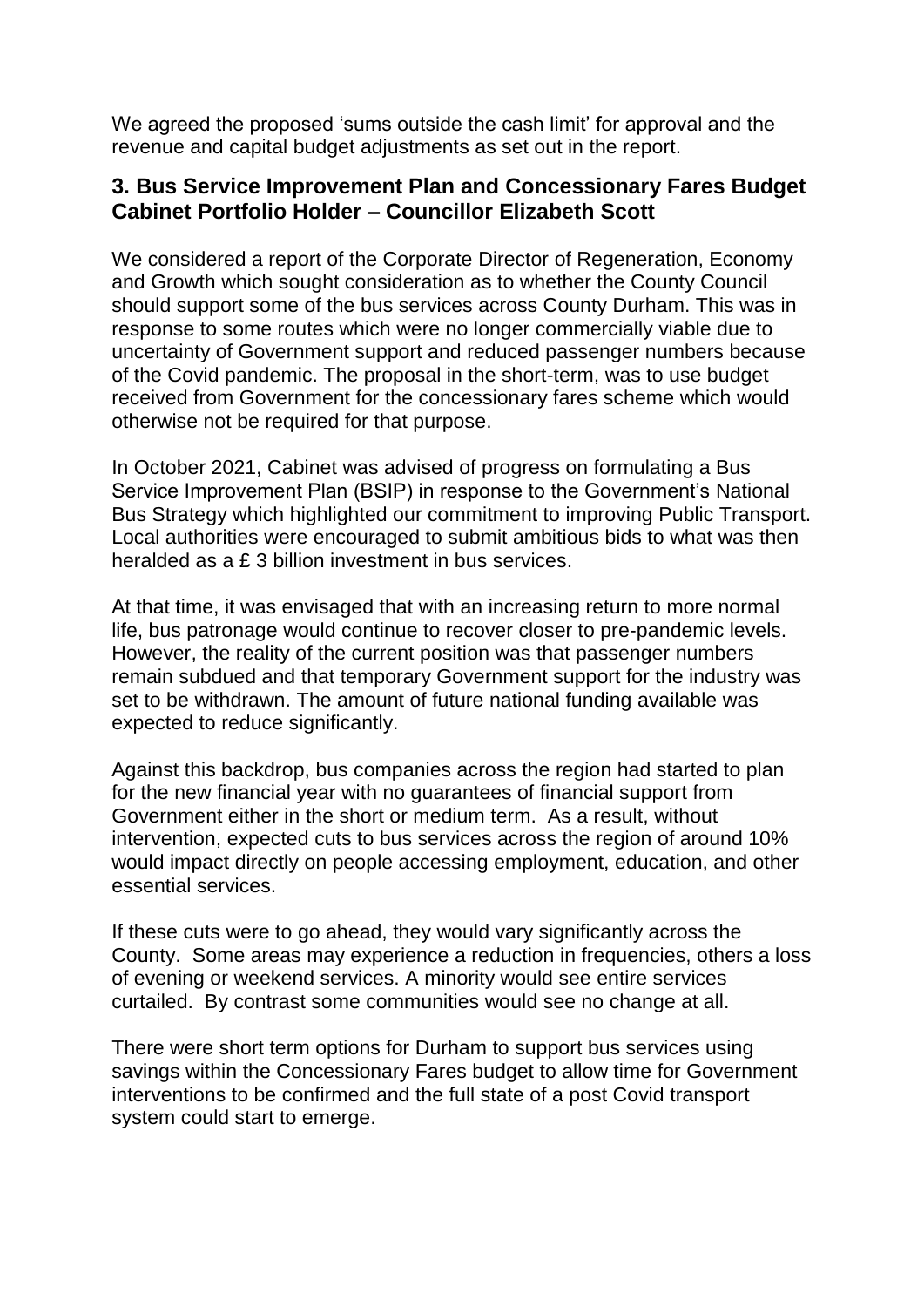We agreed the proposed 'sums outside the cash limit' for approval and the revenue and capital budget adjustments as set out in the report.

### 3. Bus Service Improvement Plan and Concessionary Fares Budget Cabinet Portfolio Holder – Councillor Elizabeth Scott

We considered a report of the Corporate Director of Regeneration, Economy and Growth which sought consideration as to whether the County Council should support some of the bus services across County Durham. This was in response to some routes which were no longer commercially viable due to uncertainty of Government support and reduced passenger numbers because of the Covid pandemic. The proposal in the short-term, was to use budget received from Government for the concessionary fares scheme which would otherwise not be required for that purpose.

In October 2021, Cabinet was advised of progress on formulating a Bus Service Improvement Plan (BSIP) in response to the Government's National Bus Strategy which highlighted our commitment to improving Public Transport. Local authorities were encouraged to submit ambitious bids to what was then heralded as a £ 3 billion investment in bus services.

At that time, it was envisaged that with an increasing return to more normal life, bus patronage would continue to recover closer to pre-pandemic levels. However, the reality of the current position was that passenger numbers remain subdued and that temporary Government support for the industry was set to be withdrawn. The amount of future national funding available was expected to reduce significantly.

Against this backdrop, bus companies across the region had started to plan for the new financial year with no guarantees of financial support from Government either in the short or medium term. As a result, without intervention, expected cuts to bus services across the region of around 10% would impact directly on people accessing employment, education, and other essential services.

If these cuts were to go ahead, they would vary significantly across the County. Some areas may experience a reduction in frequencies, others a loss of evening or weekend services. A minority would see entire services curtailed. By contrast some communities would see no change at all.

There were short term options for Durham to support bus services using savings within the Concessionary Fares budget to allow time for Government interventions to be confirmed and the full state of a post Covid transport system could start to emerge.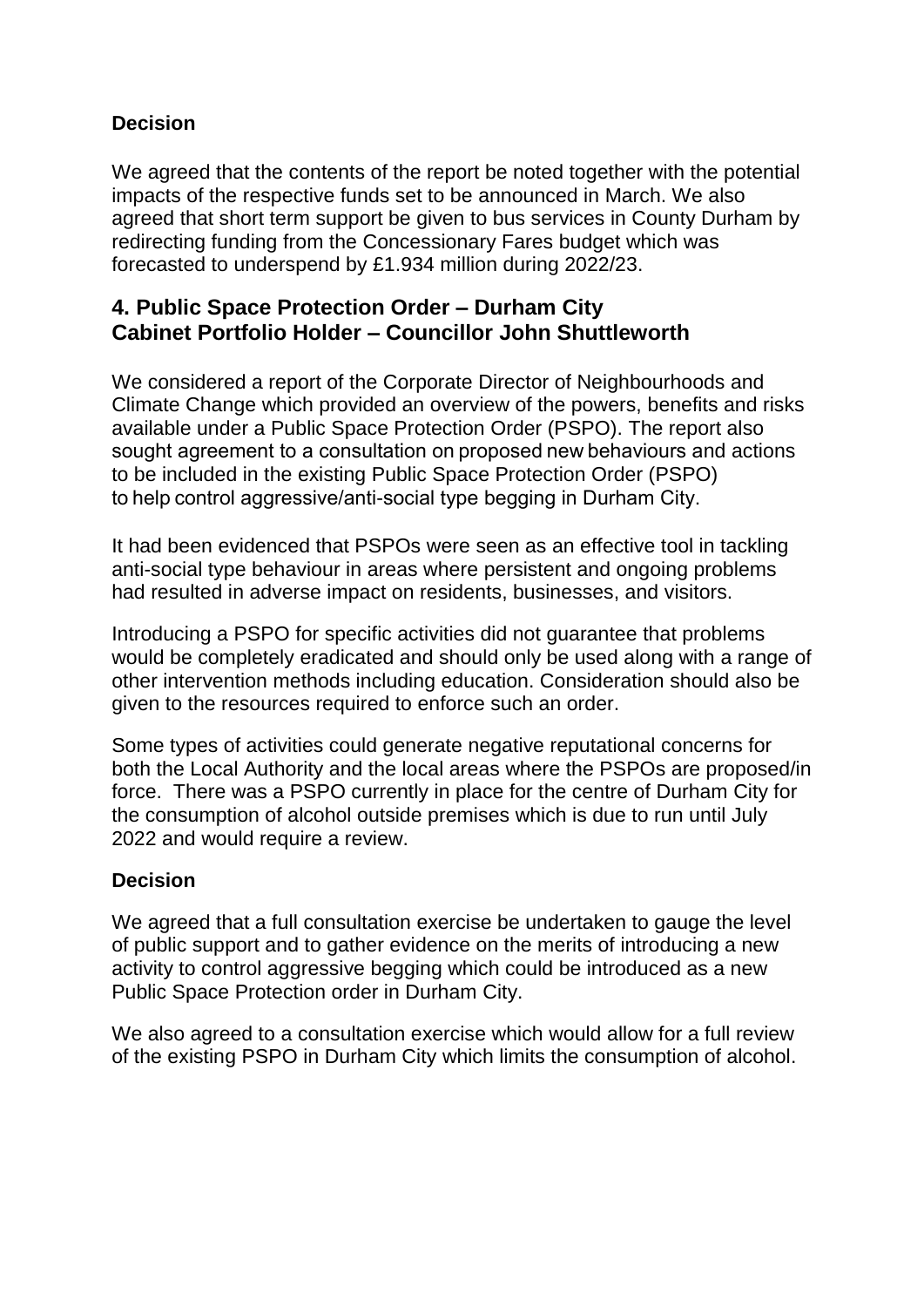### Decision

We agreed that the contents of the report be noted together with the potential impacts of the respective funds set to be announced in March. We also agreed that short term support be given to bus services in County Durham by redirecting funding from the Concessionary Fares budget which was forecasted to underspend by £1.934 million during 2022/23.

## 4. Public Space Protection Order – Durham City Cabinet Portfolio Holder – Councillor John Shuttleworth

We considered a report of the Corporate Director of Neighbourhoods and Climate Change which provided an overview of the powers, benefits and risks available under a Public Space Protection Order (PSPO). The report also sought agreement to a consultation on proposed new behaviours and actions to be included in the existing Public Space Protection Order (PSPO) to help control aggressive/anti-social type begging in Durham City.

It had been evidenced that PSPOs were seen as an effective tool in tackling anti-social type behaviour in areas where persistent and ongoing problems had resulted in adverse impact on residents, businesses, and visitors.

Introducing a PSPO for specific activities did not guarantee that problems would be completely eradicated and should only be used along with a range of other intervention methods including education. Consideration should also be given to the resources required to enforce such an order.

Some types of activities could generate negative reputational concerns for both the Local Authority and the local areas where the PSPOs are proposed/in force. There was a PSPO currently in place for the centre of Durham City for the consumption of alcohol outside premises which is due to run until July 2022 and would require a review.

### Decision

We agreed that a full consultation exercise be undertaken to gauge the level of public support and to gather evidence on the merits of introducing a new activity to control aggressive begging which could be introduced as a new Public Space Protection order in Durham City.

We also agreed to a consultation exercise which would allow for a full review of the existing PSPO in Durham City which limits the consumption of alcohol.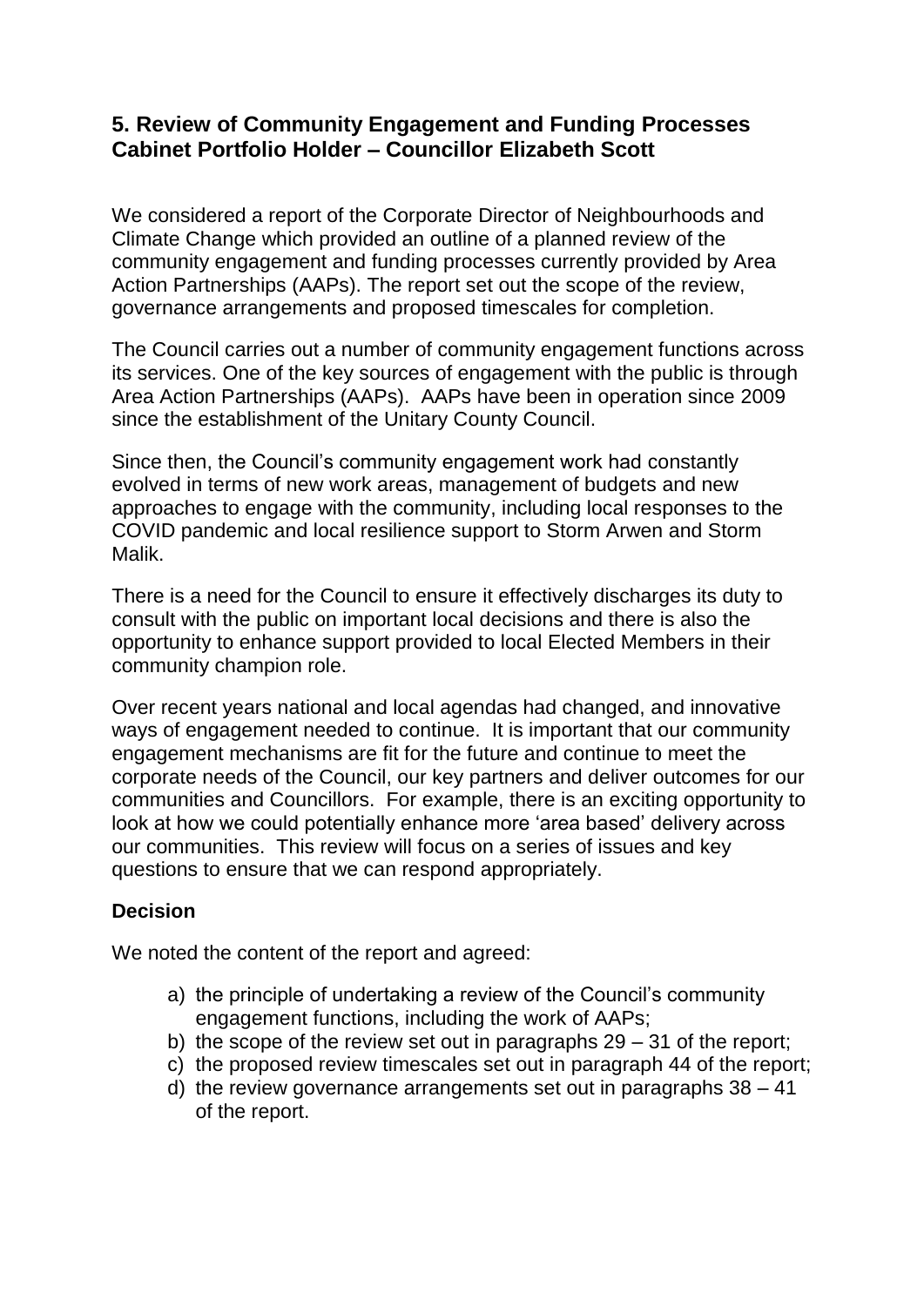## 5. Review of Community Engagement and Funding Processes Cabinet Portfolio Holder – Councillor Elizabeth Scott

We considered a report of the Corporate Director of Neighbourhoods and Climate Change which provided an outline of a planned review of the community engagement and funding processes currently provided by Area Action Partnerships (AAPs). The report set out the scope of the review, governance arrangements and proposed timescales for completion.

The Council carries out a number of community engagement functions across its services. One of the key sources of engagement with the public is through Area Action Partnerships (AAPs). AAPs have been in operation since 2009 since the establishment of the Unitary County Council.

Since then, the Council's community engagement work had constantly evolved in terms of new work areas, management of budgets and new approaches to engage with the community, including local responses to the COVID pandemic and local resilience support to Storm Arwen and Storm Malik.

There is a need for the Council to ensure it effectively discharges its duty to consult with the public on important local decisions and there is also the opportunity to enhance support provided to local Elected Members in their community champion role.

Over recent years national and local agendas had changed, and innovative ways of engagement needed to continue. It is important that our community engagement mechanisms are fit for the future and continue to meet the corporate needs of the Council, our key partners and deliver outcomes for our communities and Councillors. For example, there is an exciting opportunity to look at how we could potentially enhance more 'area based' delivery across our communities. This review will focus on a series of issues and key questions to ensure that we can respond appropriately.

### Decision

We noted the content of the report and agreed:

a) the principle of undertaking a review of the Council's community engagement functions, including the work of AAPs;
b) the scope of the review set out in paragraphs 29 – 31 of the report;
c) the proposed review timescales set out in paragraph 44 of the report;
d) the review governance arrangements set out in paragraphs 38 – 41 of the report.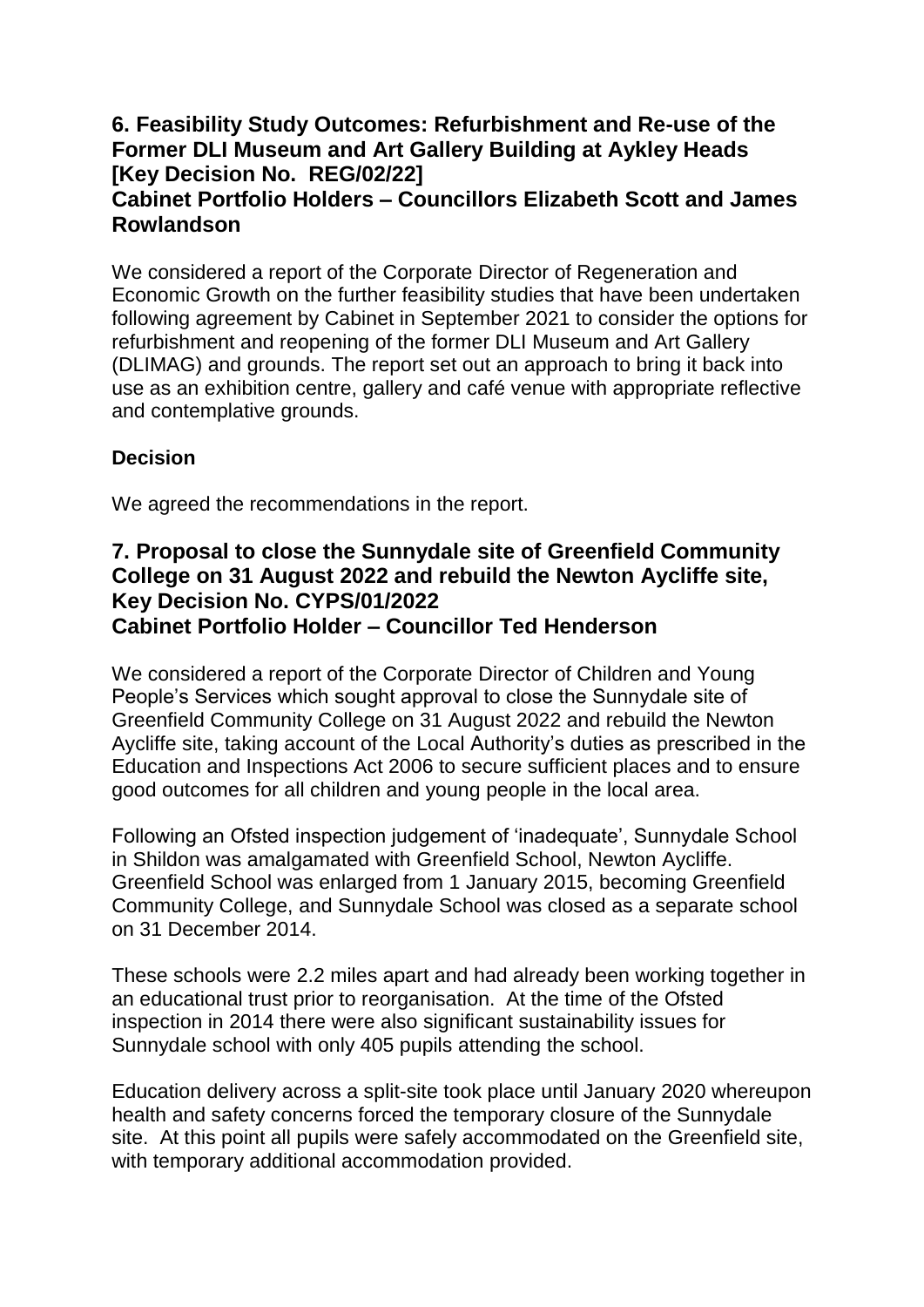### 6. Feasibility Study Outcomes: Refurbishment and Re-use of the Former DLI Museum and Art Gallery Building at Aykley Heads [Key Decision No. REG/02/22] Cabinet Portfolio Holders – Councillors Elizabeth Scott and James Rowlandson

We considered a report of the Corporate Director of Regeneration and Economic Growth on the further feasibility studies that have been undertaken following agreement by Cabinet in September 2021 to consider the options for refurbishment and reopening of the former DLI Museum and Art Gallery (DLIMAG) and grounds. The report set out an approach to bring it back into use as an exhibition centre, gallery and café venue with appropriate reflective and contemplative grounds.

**Decision**

We agreed the recommendations in the report.

### 7. Proposal to close the Sunnydale site of Greenfield Community College on 31 August 2022 and rebuild the Newton Aycliffe site, Key Decision No. CYPS/01/2022 Cabinet Portfolio Holder – Councillor Ted Henderson

We considered a report of the Corporate Director of Children and Young People's Services which sought approval to close the Sunnydale site of Greenfield Community College on 31 August 2022 and rebuild the Newton Aycliffe site, taking account of the Local Authority's duties as prescribed in the Education and Inspections Act 2006 to secure sufficient places and to ensure good outcomes for all children and young people in the local area.

Following an Ofsted inspection judgement of 'inadequate', Sunnydale School in Shildon was amalgamated with Greenfield School, Newton Aycliffe. Greenfield School was enlarged from 1 January 2015, becoming Greenfield Community College, and Sunnydale School was closed as a separate school on 31 December 2014.

These schools were 2.2 miles apart and had already been working together in an educational trust prior to reorganisation. At the time of the Ofsted inspection in 2014 there were also significant sustainability issues for Sunnydale school with only 405 pupils attending the school.

Education delivery across a split-site took place until January 2020 whereupon health and safety concerns forced the temporary closure of the Sunnydale site. At this point all pupils were safely accommodated on the Greenfield site, with temporary additional accommodation provided.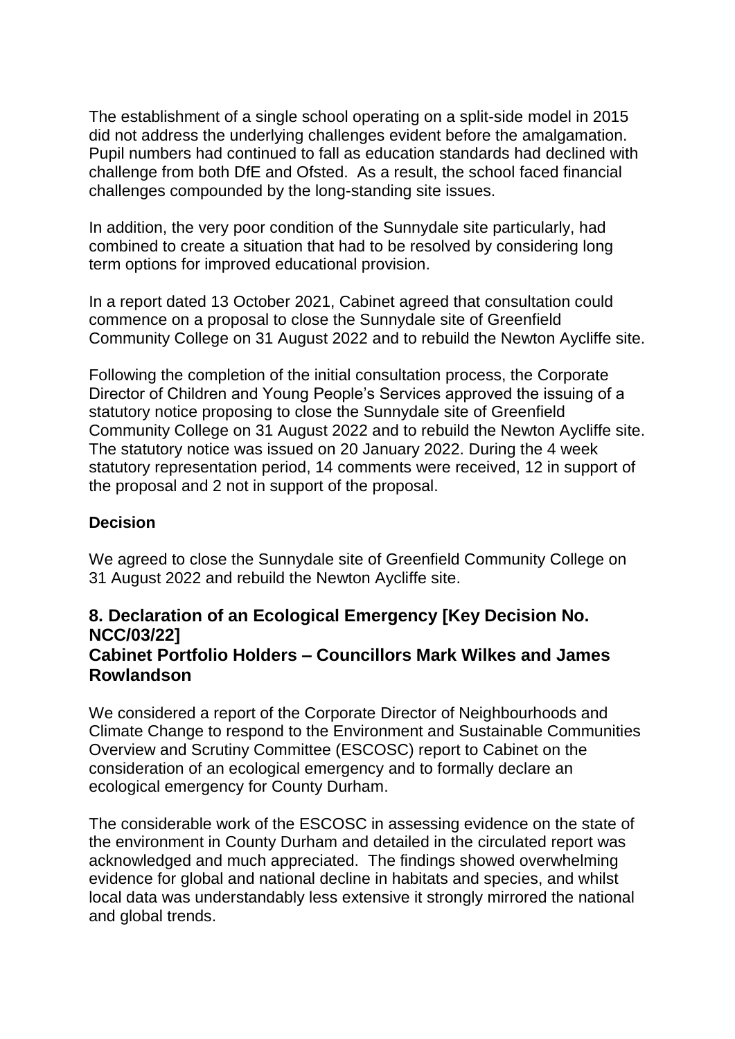The establishment of a single school operating on a split-side model in 2015 did not address the underlying challenges evident before the amalgamation. Pupil numbers had continued to fall as education standards had declined with challenge from both DfE and Ofsted. As a result, the school faced financial challenges compounded by the long-standing site issues.

In addition, the very poor condition of the Sunnydale site particularly, had combined to create a situation that had to be resolved by considering long term options for improved educational provision.

In a report dated 13 October 2021, Cabinet agreed that consultation could commence on a proposal to close the Sunnydale site of Greenfield Community College on 31 August 2022 and to rebuild the Newton Aycliffe site.

Following the completion of the initial consultation process, the Corporate Director of Children and Young People's Services approved the issuing of a statutory notice proposing to close the Sunnydale site of Greenfield Community College on 31 August 2022 and to rebuild the Newton Aycliffe site. The statutory notice was issued on 20 January 2022. During the 4 week statutory representation period, 14 comments were received, 12 in support of the proposal and 2 not in support of the proposal.

**Decision**

We agreed to close the Sunnydale site of Greenfield Community College on 31 August 2022 and rebuild the Newton Aycliffe site.

## 8. Declaration of an Ecological Emergency [Key Decision No. NCC/03/22]
## Cabinet Portfolio Holders – Councillors Mark Wilkes and James Rowlandson

We considered a report of the Corporate Director of Neighbourhoods and Climate Change to respond to the Environment and Sustainable Communities Overview and Scrutiny Committee (ESCOSC) report to Cabinet on the consideration of an ecological emergency and to formally declare an ecological emergency for County Durham.

The considerable work of the ESCOSC in assessing evidence on the state of the environment in County Durham and detailed in the circulated report was acknowledged and much appreciated. The findings showed overwhelming evidence for global and national decline in habitats and species, and whilst local data was understandably less extensive it strongly mirrored the national and global trends.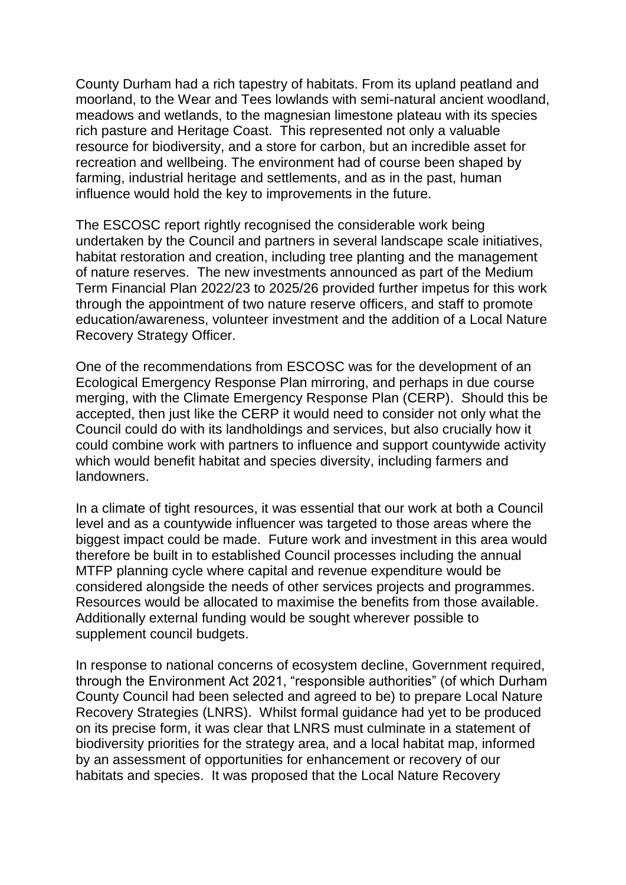County Durham had a rich tapestry of habitats. From its upland peatland and moorland, to the Wear and Tees lowlands with semi-natural ancient woodland, meadows and wetlands, to the magnesian limestone plateau with its species rich pasture and Heritage Coast. This represented not only a valuable resource for biodiversity, and a store for carbon, but an incredible asset for recreation and wellbeing. The environment had of course been shaped by farming, industrial heritage and settlements, and as in the past, human influence would hold the key to improvements in the future.

The ESCOSC report rightly recognised the considerable work being undertaken by the Council and partners in several landscape scale initiatives, habitat restoration and creation, including tree planting and the management of nature reserves. The new investments announced as part of the Medium Term Financial Plan 2022/23 to 2025/26 provided further impetus for this work through the appointment of two nature reserve officers, and staff to promote education/awareness, volunteer investment and the addition of a Local Nature Recovery Strategy Officer.

One of the recommendations from ESCOSC was for the development of an Ecological Emergency Response Plan mirroring, and perhaps in due course merging, with the Climate Emergency Response Plan (CERP). Should this be accepted, then just like the CERP it would need to consider not only what the Council could do with its landholdings and services, but also crucially how it could combine work with partners to influence and support countywide activity which would benefit habitat and species diversity, including farmers and landowners.

In a climate of tight resources, it was essential that our work at both a Council level and as a countywide influencer was targeted to those areas where the biggest impact could be made. Future work and investment in this area would therefore be built in to established Council processes including the annual MTFP planning cycle where capital and revenue expenditure would be considered alongside the needs of other services projects and programmes. Resources would be allocated to maximise the benefits from those available. Additionally external funding would be sought wherever possible to supplement council budgets.

In response to national concerns of ecosystem decline, Government required, through the Environment Act 2021, "responsible authorities" (of which Durham County Council had been selected and agreed to be) to prepare Local Nature Recovery Strategies (LNRS). Whilst formal guidance had yet to be produced on its precise form, it was clear that LNRS must culminate in a statement of biodiversity priorities for the strategy area, and a local habitat map, informed by an assessment of opportunities for enhancement or recovery of our habitats and species. It was proposed that the Local Nature Recovery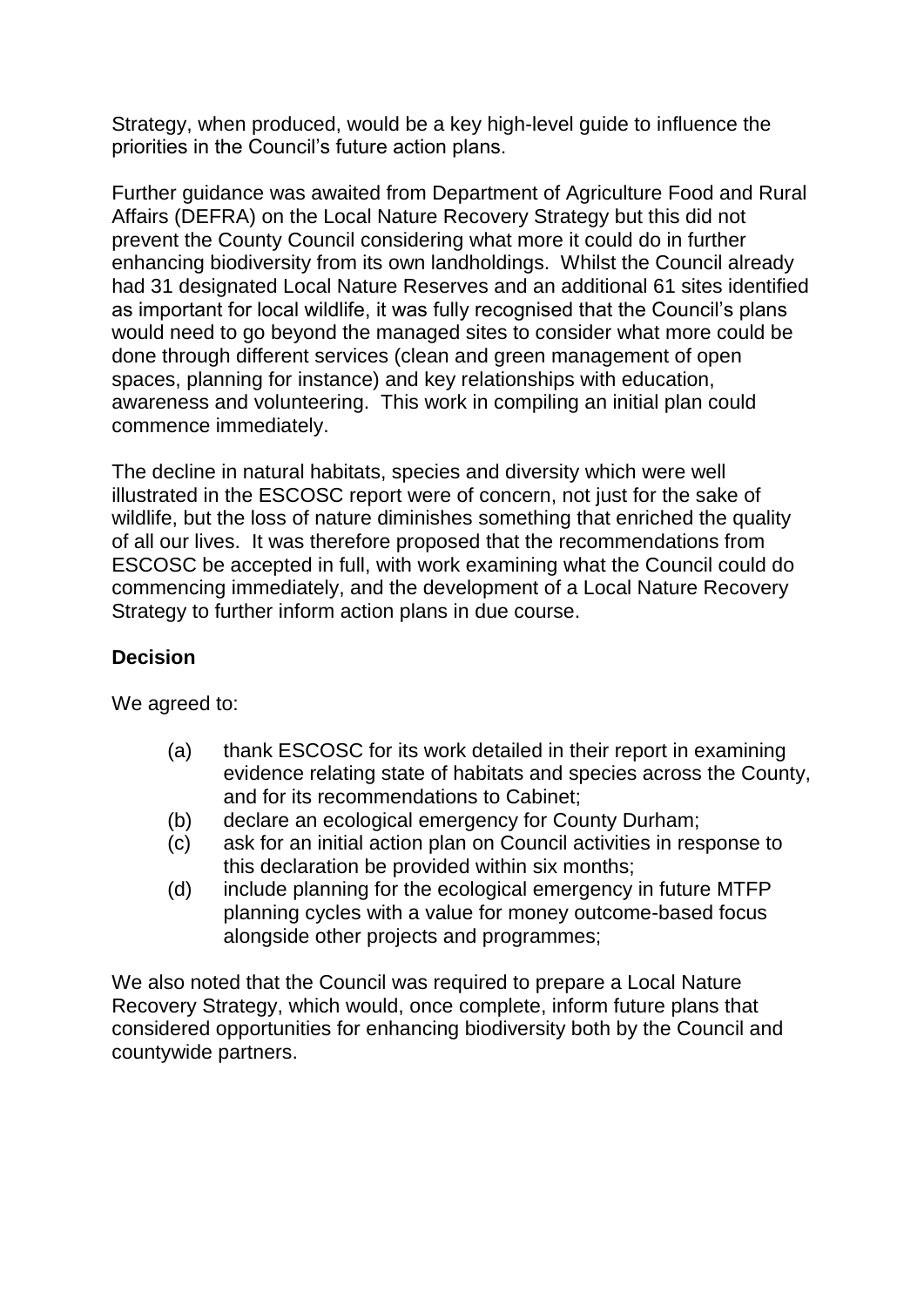Strategy, when produced, would be a key high-level guide to influence the priorities in the Council's future action plans.

Further guidance was awaited from Department of Agriculture Food and Rural Affairs (DEFRA) on the Local Nature Recovery Strategy but this did not prevent the County Council considering what more it could do in further enhancing biodiversity from its own landholdings. Whilst the Council already had 31 designated Local Nature Reserves and an additional 61 sites identified as important for local wildlife, it was fully recognised that the Council's plans would need to go beyond the managed sites to consider what more could be done through different services (clean and green management of open spaces, planning for instance) and key relationships with education, awareness and volunteering. This work in compiling an initial plan could commence immediately.

The decline in natural habitats, species and diversity which were well illustrated in the ESCOSC report were of concern, not just for the sake of wildlife, but the loss of nature diminishes something that enriched the quality of all our lives. It was therefore proposed that the recommendations from ESCOSC be accepted in full, with work examining what the Council could do commencing immediately, and the development of a Local Nature Recovery Strategy to further inform action plans in due course.

**Decision**

We agreed to:

(a) thank ESCOSC for its work detailed in their report in examining evidence relating state of habitats and species across the County, and for its recommendations to Cabinet;
(b) declare an ecological emergency for County Durham;
(c) ask for an initial action plan on Council activities in response to this declaration be provided within six months;
(d) include planning for the ecological emergency in future MTFP planning cycles with a value for money outcome-based focus alongside other projects and programmes;

We also noted that the Council was required to prepare a Local Nature Recovery Strategy, which would, once complete, inform future plans that considered opportunities for enhancing biodiversity both by the Council and countywide partners.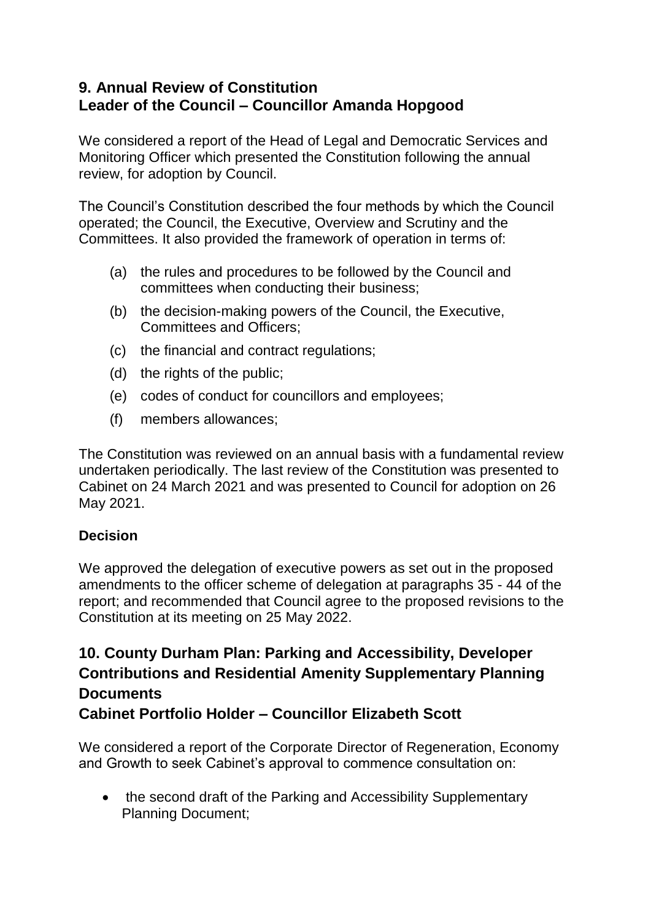## 9. Annual Review of Constitution
## Leader of the Council – Councillor Amanda Hopgood

We considered a report of the Head of Legal and Democratic Services and Monitoring Officer which presented the Constitution following the annual review, for adoption by Council.

The Council's Constitution described the four methods by which the Council operated; the Council, the Executive, Overview and Scrutiny and the Committees. It also provided the framework of operation in terms of:

- (a) the rules and procedures to be followed by the Council and committees when conducting their business;
- (b) the decision-making powers of the Council, the Executive, Committees and Officers;
- (c) the financial and contract regulations;
- (d) the rights of the public;
- (e) codes of conduct for councillors and employees;
- (f) members allowances;

The Constitution was reviewed on an annual basis with a fundamental review undertaken periodically. The last review of the Constitution was presented to Cabinet on 24 March 2021 and was presented to Council for adoption on 26 May 2021.

### Decision

We approved the delegation of executive powers as set out in the proposed amendments to the officer scheme of delegation at paragraphs 35 - 44 of the report; and recommended that Council agree to the proposed revisions to the Constitution at its meeting on 25 May 2022.

## 10. County Durham Plan: Parking and Accessibility, Developer Contributions and Residential Amenity Supplementary Planning Documents
## Cabinet Portfolio Holder – Councillor Elizabeth Scott

We considered a report of the Corporate Director of Regeneration, Economy and Growth to seek Cabinet's approval to commence consultation on:

- the second draft of the Parking and Accessibility Supplementary Planning Document;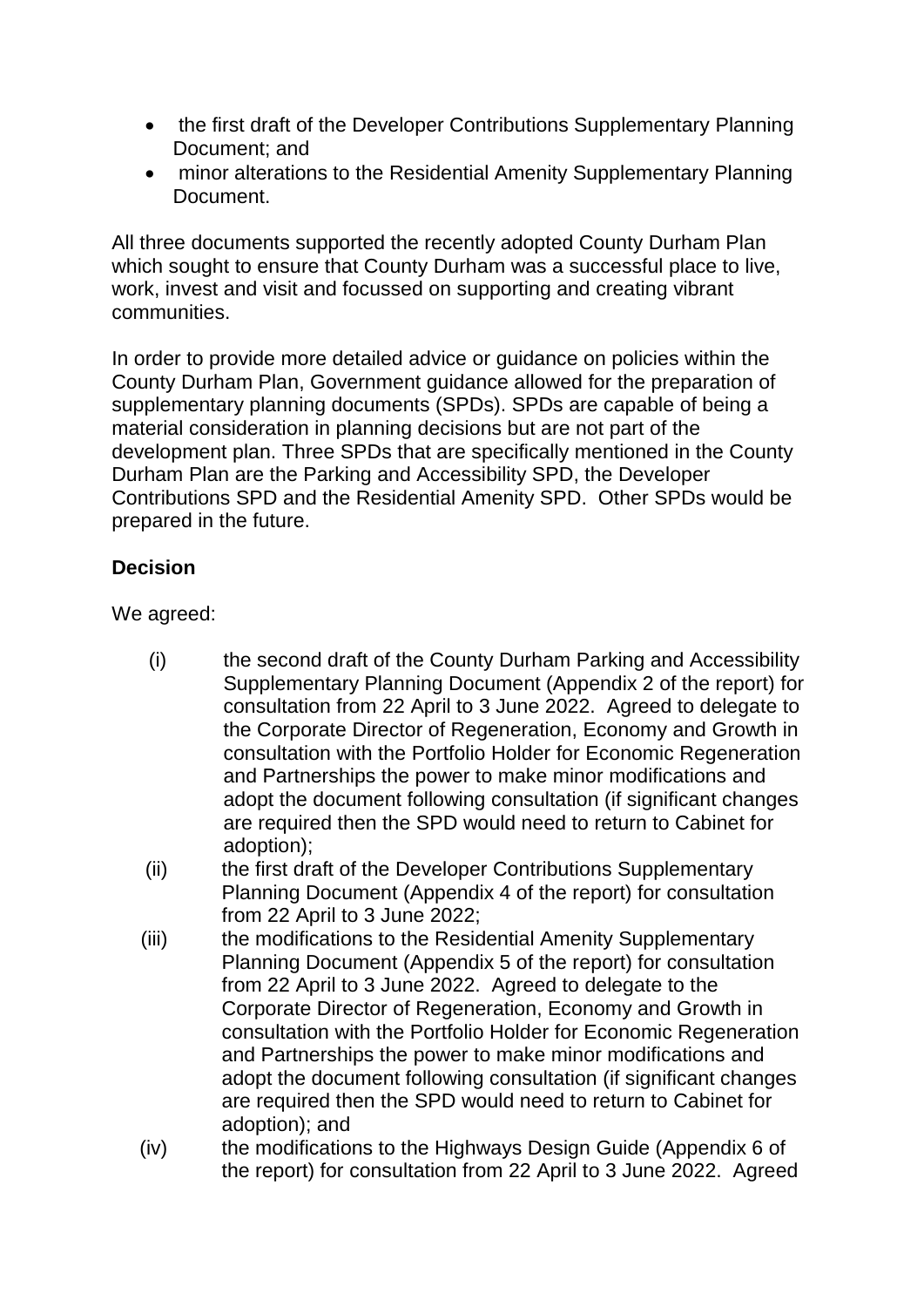- the first draft of the Developer Contributions Supplementary Planning Document; and
- minor alterations to the Residential Amenity Supplementary Planning Document.

All three documents supported the recently adopted County Durham Plan which sought to ensure that County Durham was a successful place to live, work, invest and visit and focussed on supporting and creating vibrant communities.

In order to provide more detailed advice or guidance on policies within the County Durham Plan, Government guidance allowed for the preparation of supplementary planning documents (SPDs). SPDs are capable of being a material consideration in planning decisions but are not part of the development plan. Three SPDs that are specifically mentioned in the County Durham Plan are the Parking and Accessibility SPD, the Developer Contributions SPD and the Residential Amenity SPD. Other SPDs would be prepared in the future.

**Decision**

We agreed:

(i) the second draft of the County Durham Parking and Accessibility Supplementary Planning Document (Appendix 2 of the report) for consultation from 22 April to 3 June 2022. Agreed to delegate to the Corporate Director of Regeneration, Economy and Growth in consultation with the Portfolio Holder for Economic Regeneration and Partnerships the power to make minor modifications and adopt the document following consultation (if significant changes are required then the SPD would need to return to Cabinet for adoption);

(ii) the first draft of the Developer Contributions Supplementary Planning Document (Appendix 4 of the report) for consultation from 22 April to 3 June 2022;

(iii) the modifications to the Residential Amenity Supplementary Planning Document (Appendix 5 of the report) for consultation from 22 April to 3 June 2022. Agreed to delegate to the Corporate Director of Regeneration, Economy and Growth in consultation with the Portfolio Holder for Economic Regeneration and Partnerships the power to make minor modifications and adopt the document following consultation (if significant changes are required then the SPD would need to return to Cabinet for adoption); and

(iv) the modifications to the Highways Design Guide (Appendix 6 of the report) for consultation from 22 April to 3 June 2022. Agreed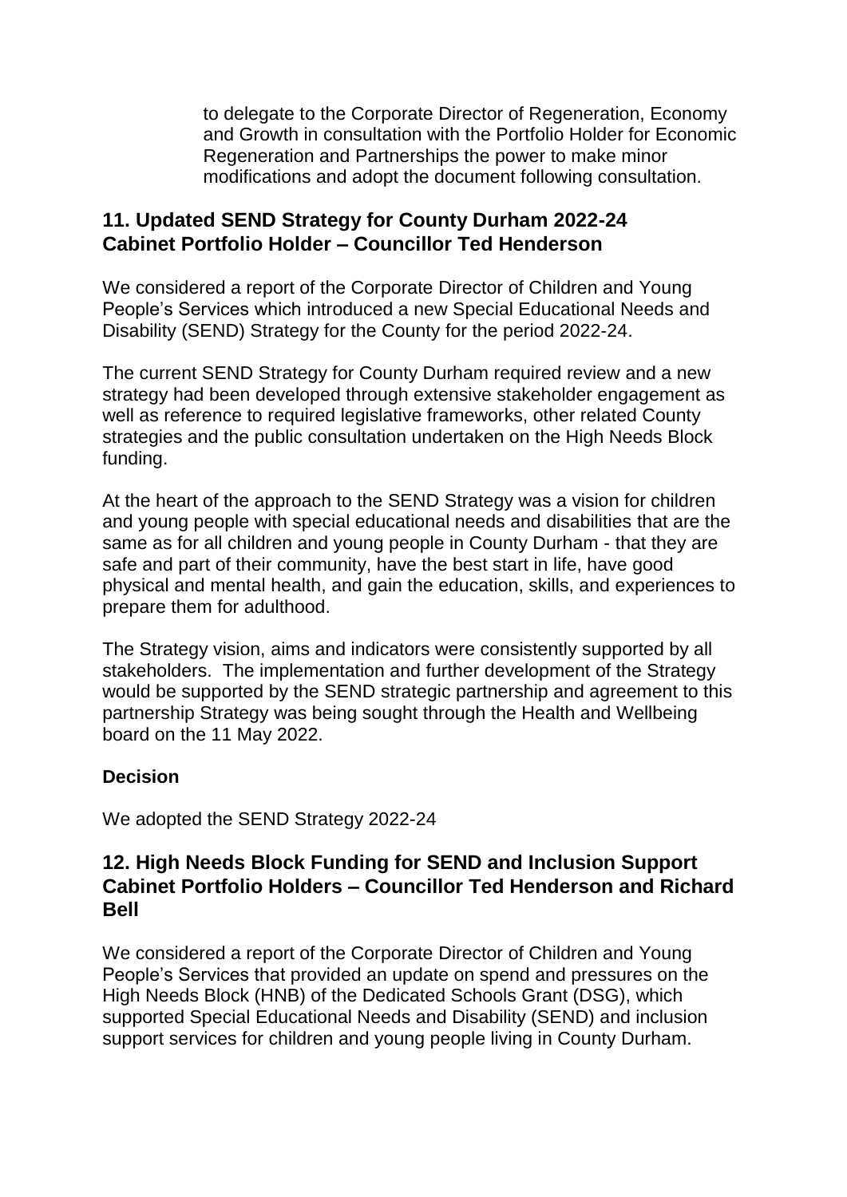to delegate to the Corporate Director of Regeneration, Economy and Growth in consultation with the Portfolio Holder for Economic Regeneration and Partnerships the power to make minor modifications and adopt the document following consultation.

## 11. Updated SEND Strategy for County Durham 2022-24 Cabinet Portfolio Holder – Councillor Ted Henderson

We considered a report of the Corporate Director of Children and Young People's Services which introduced a new Special Educational Needs and Disability (SEND) Strategy for the County for the period 2022-24.

The current SEND Strategy for County Durham required review and a new strategy had been developed through extensive stakeholder engagement as well as reference to required legislative frameworks, other related County strategies and the public consultation undertaken on the High Needs Block funding.

At the heart of the approach to the SEND Strategy was a vision for children and young people with special educational needs and disabilities that are the same as for all children and young people in County Durham - that they are safe and part of their community, have the best start in life, have good physical and mental health, and gain the education, skills, and experiences to prepare them for adulthood.

The Strategy vision, aims and indicators were consistently supported by all stakeholders. The implementation and further development of the Strategy would be supported by the SEND strategic partnership and agreement to this partnership Strategy was being sought through the Health and Wellbeing board on the 11 May 2022.

**Decision**

We adopted the SEND Strategy 2022-24

## 12. High Needs Block Funding for SEND and Inclusion Support Cabinet Portfolio Holders – Councillor Ted Henderson and Richard Bell

We considered a report of the Corporate Director of Children and Young People's Services that provided an update on spend and pressures on the High Needs Block (HNB) of the Dedicated Schools Grant (DSG), which supported Special Educational Needs and Disability (SEND) and inclusion support services for children and young people living in County Durham.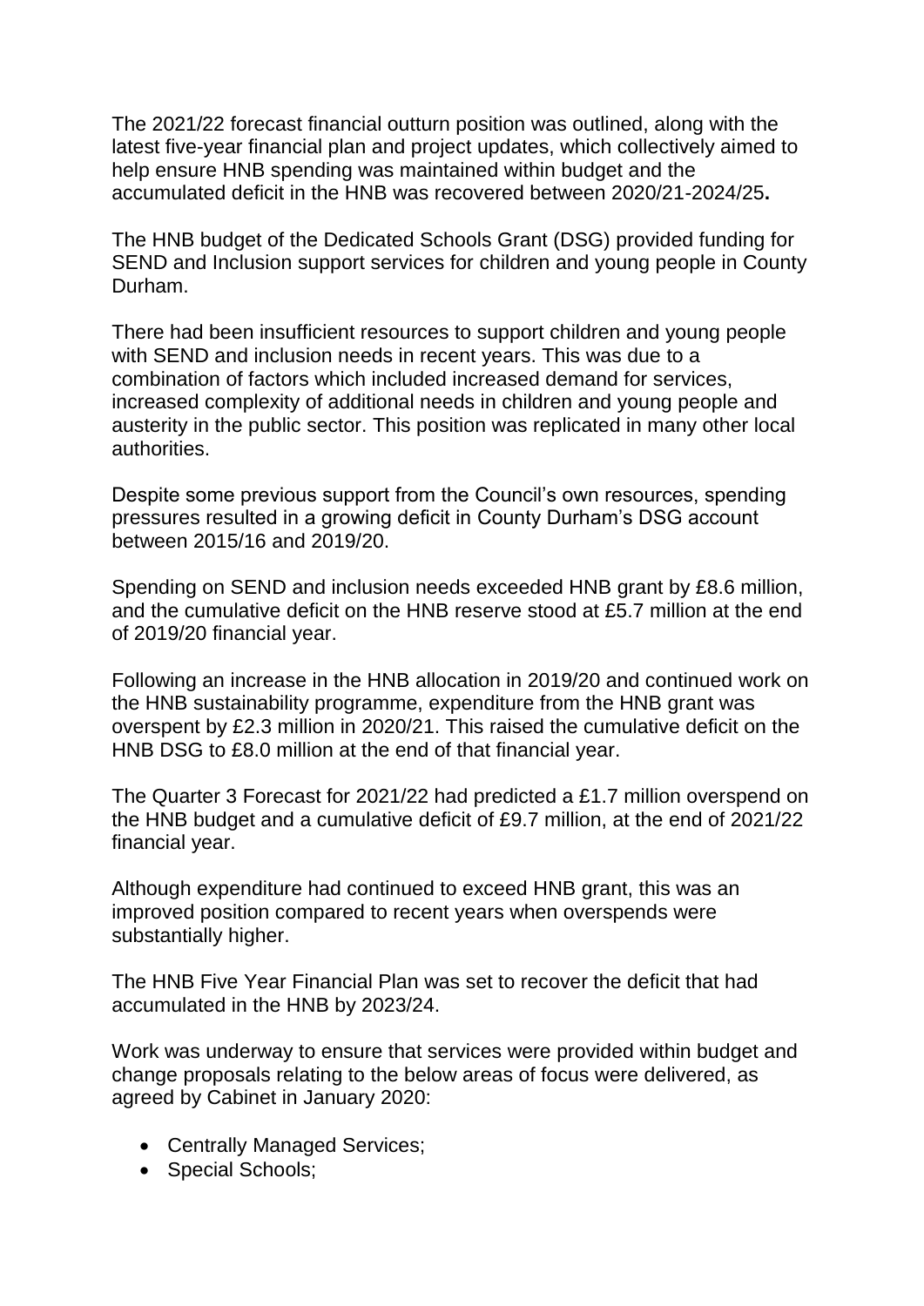The 2021/22 forecast financial outturn position was outlined, along with the latest five-year financial plan and project updates, which collectively aimed to help ensure HNB spending was maintained within budget and the accumulated deficit in the HNB was recovered between 2020/21-2024/25**.**

The HNB budget of the Dedicated Schools Grant (DSG) provided funding for SEND and Inclusion support services for children and young people in County Durham.

There had been insufficient resources to support children and young people with SEND and inclusion needs in recent years. This was due to a combination of factors which included increased demand for services, increased complexity of additional needs in children and young people and austerity in the public sector. This position was replicated in many other local authorities.

Despite some previous support from the Council's own resources, spending pressures resulted in a growing deficit in County Durham's DSG account between 2015/16 and 2019/20.

Spending on SEND and inclusion needs exceeded HNB grant by £8.6 million, and the cumulative deficit on the HNB reserve stood at £5.7 million at the end of 2019/20 financial year.

Following an increase in the HNB allocation in 2019/20 and continued work on the HNB sustainability programme, expenditure from the HNB grant was overspent by £2.3 million in 2020/21. This raised the cumulative deficit on the HNB DSG to £8.0 million at the end of that financial year.

The Quarter 3 Forecast for 2021/22 had predicted a £1.7 million overspend on the HNB budget and a cumulative deficit of £9.7 million, at the end of 2021/22 financial year.

Although expenditure had continued to exceed HNB grant, this was an improved position compared to recent years when overspends were substantially higher.

The HNB Five Year Financial Plan was set to recover the deficit that had accumulated in the HNB by 2023/24.

Work was underway to ensure that services were provided within budget and change proposals relating to the below areas of focus were delivered, as agreed by Cabinet in January 2020:

- Centrally Managed Services;
- Special Schools;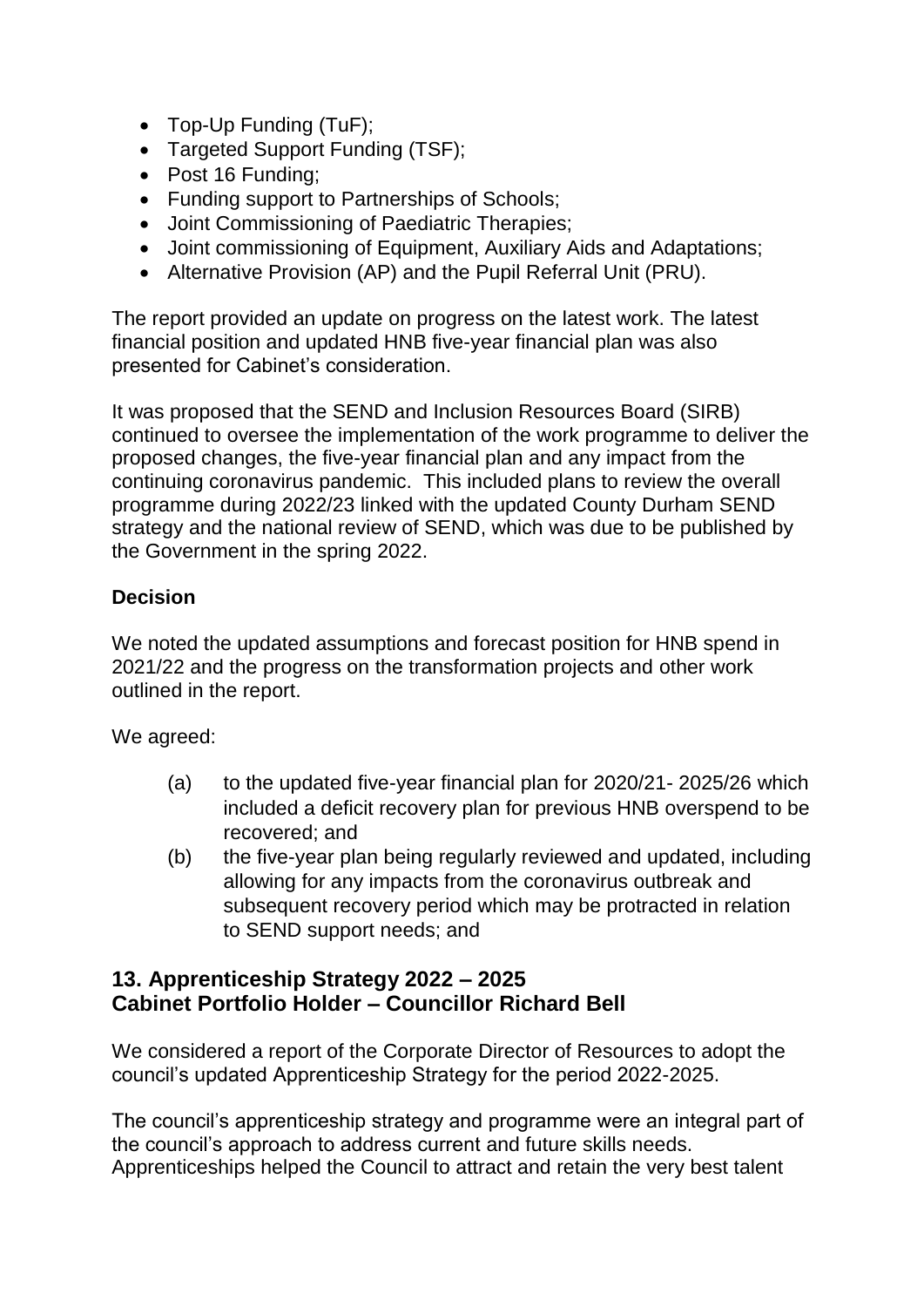- Top-Up Funding (TuF);
- Targeted Support Funding (TSF);
- Post 16 Funding;
- Funding support to Partnerships of Schools;
- Joint Commissioning of Paediatric Therapies;
- Joint commissioning of Equipment, Auxiliary Aids and Adaptations;
- Alternative Provision (AP) and the Pupil Referral Unit (PRU).

The report provided an update on progress on the latest work. The latest financial position and updated HNB five-year financial plan was also presented for Cabinet's consideration.

It was proposed that the SEND and Inclusion Resources Board (SIRB) continued to oversee the implementation of the work programme to deliver the proposed changes, the five-year financial plan and any impact from the continuing coronavirus pandemic. This included plans to review the overall programme during 2022/23 linked with the updated County Durham SEND strategy and the national review of SEND, which was due to be published by the Government in the spring 2022.

**Decision**

We noted the updated assumptions and forecast position for HNB spend in 2021/22 and the progress on the transformation projects and other work outlined in the report.

We agreed:

(a) to the updated five-year financial plan for 2020/21- 2025/26 which included a deficit recovery plan for previous HNB overspend to be recovered; and

(b) the five-year plan being regularly reviewed and updated, including allowing for any impacts from the coronavirus outbreak and subsequent recovery period which may be protracted in relation to SEND support needs; and

## 13. Apprenticeship Strategy 2022 – 2025
## Cabinet Portfolio Holder – Councillor Richard Bell

We considered a report of the Corporate Director of Resources to adopt the council's updated Apprenticeship Strategy for the period 2022-2025.

The council's apprenticeship strategy and programme were an integral part of the council's approach to address current and future skills needs. Apprenticeships helped the Council to attract and retain the very best talent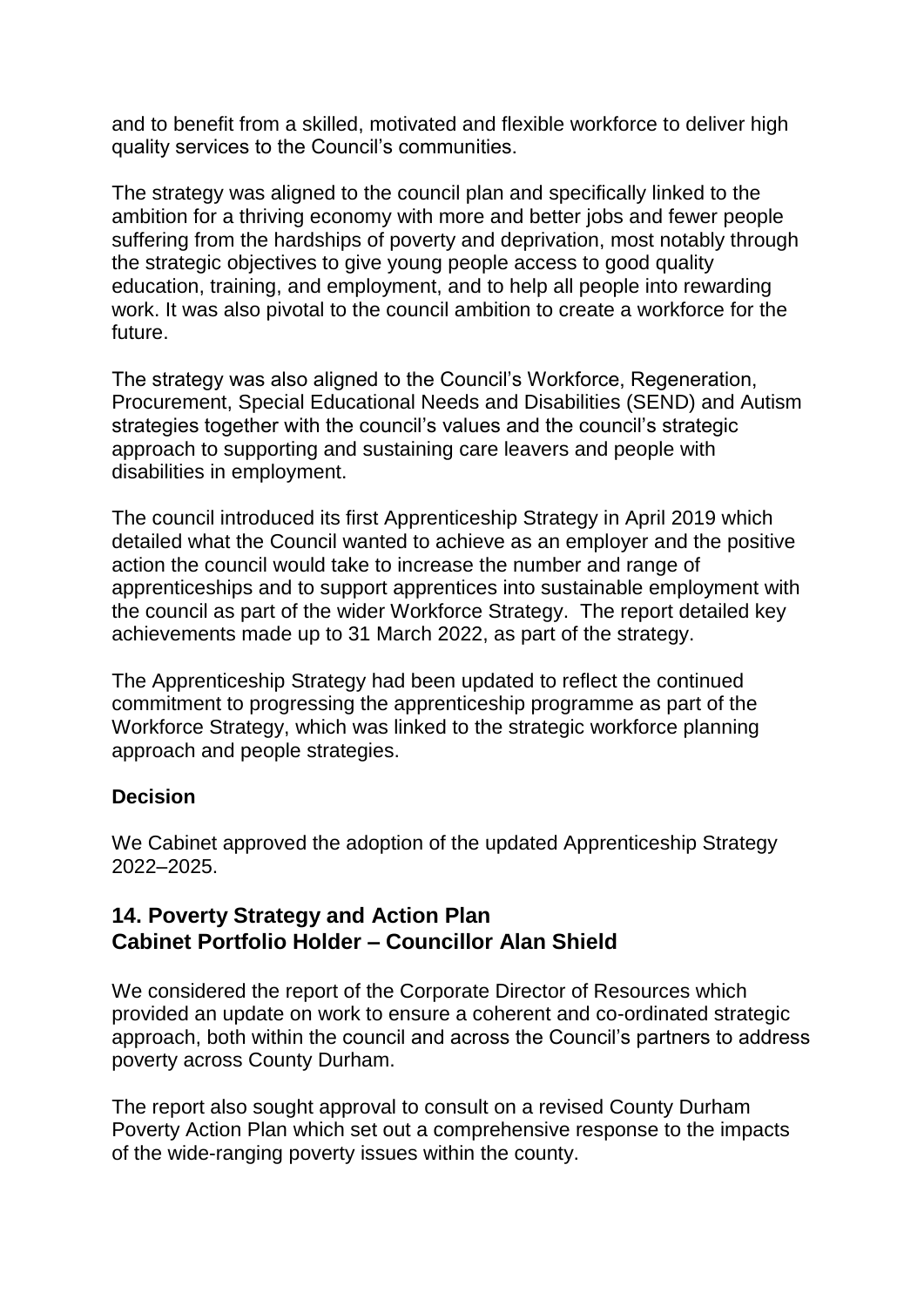and to benefit from a skilled, motivated and flexible workforce to deliver high quality services to the Council's communities.

The strategy was aligned to the council plan and specifically linked to the ambition for a thriving economy with more and better jobs and fewer people suffering from the hardships of poverty and deprivation, most notably through the strategic objectives to give young people access to good quality education, training, and employment, and to help all people into rewarding work. It was also pivotal to the council ambition to create a workforce for the future.

The strategy was also aligned to the Council's Workforce, Regeneration, Procurement, Special Educational Needs and Disabilities (SEND) and Autism strategies together with the council's values and the council's strategic approach to supporting and sustaining care leavers and people with disabilities in employment.

The council introduced its first Apprenticeship Strategy in April 2019 which detailed what the Council wanted to achieve as an employer and the positive action the council would take to increase the number and range of apprenticeships and to support apprentices into sustainable employment with the council as part of the wider Workforce Strategy. The report detailed key achievements made up to 31 March 2022, as part of the strategy.

The Apprenticeship Strategy had been updated to reflect the continued commitment to progressing the apprenticeship programme as part of the Workforce Strategy, which was linked to the strategic workforce planning approach and people strategies.

**Decision**

We Cabinet approved the adoption of the updated Apprenticeship Strategy 2022–2025.

## 14. Poverty Strategy and Action Plan
## Cabinet Portfolio Holder – Councillor Alan Shield

We considered the report of the Corporate Director of Resources which provided an update on work to ensure a coherent and co-ordinated strategic approach, both within the council and across the Council's partners to address poverty across County Durham.

The report also sought approval to consult on a revised County Durham Poverty Action Plan which set out a comprehensive response to the impacts of the wide-ranging poverty issues within the county.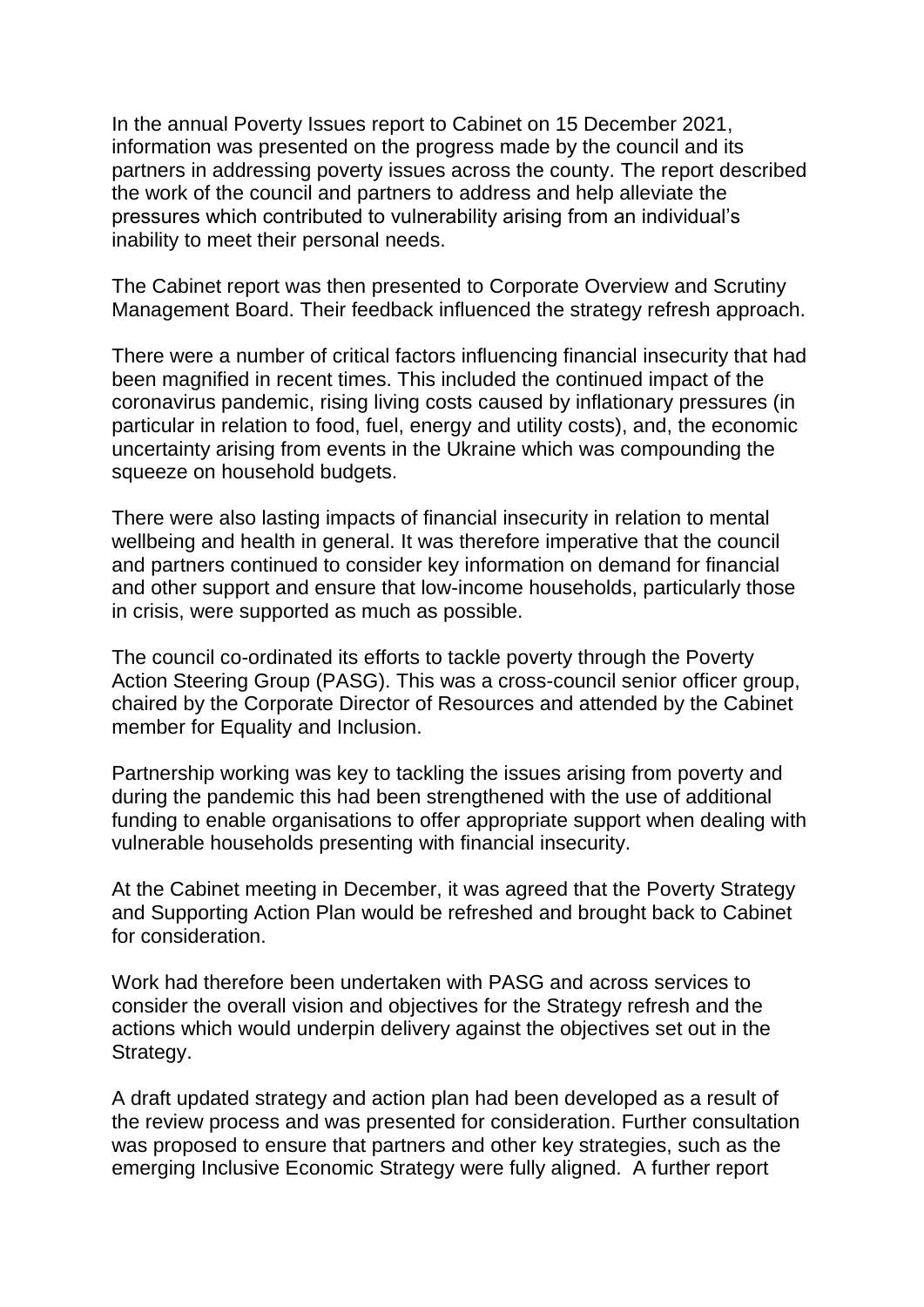In the annual Poverty Issues report to Cabinet on 15 December 2021, information was presented on the progress made by the council and its partners in addressing poverty issues across the county. The report described the work of the council and partners to address and help alleviate the pressures which contributed to vulnerability arising from an individual's inability to meet their personal needs.

The Cabinet report was then presented to Corporate Overview and Scrutiny Management Board. Their feedback influenced the strategy refresh approach.

There were a number of critical factors influencing financial insecurity that had been magnified in recent times. This included the continued impact of the coronavirus pandemic, rising living costs caused by inflationary pressures (in particular in relation to food, fuel, energy and utility costs), and, the economic uncertainty arising from events in the Ukraine which was compounding the squeeze on household budgets.

There were also lasting impacts of financial insecurity in relation to mental wellbeing and health in general. It was therefore imperative that the council and partners continued to consider key information on demand for financial and other support and ensure that low-income households, particularly those in crisis, were supported as much as possible.

The council co-ordinated its efforts to tackle poverty through the Poverty Action Steering Group (PASG). This was a cross-council senior officer group, chaired by the Corporate Director of Resources and attended by the Cabinet member for Equality and Inclusion.

Partnership working was key to tackling the issues arising from poverty and during the pandemic this had been strengthened with the use of additional funding to enable organisations to offer appropriate support when dealing with vulnerable households presenting with financial insecurity.

At the Cabinet meeting in December, it was agreed that the Poverty Strategy and Supporting Action Plan would be refreshed and brought back to Cabinet for consideration.

Work had therefore been undertaken with PASG and across services to consider the overall vision and objectives for the Strategy refresh and the actions which would underpin delivery against the objectives set out in the Strategy.

A draft updated strategy and action plan had been developed as a result of the review process and was presented for consideration. Further consultation was proposed to ensure that partners and other key strategies, such as the emerging Inclusive Economic Strategy were fully aligned. A further report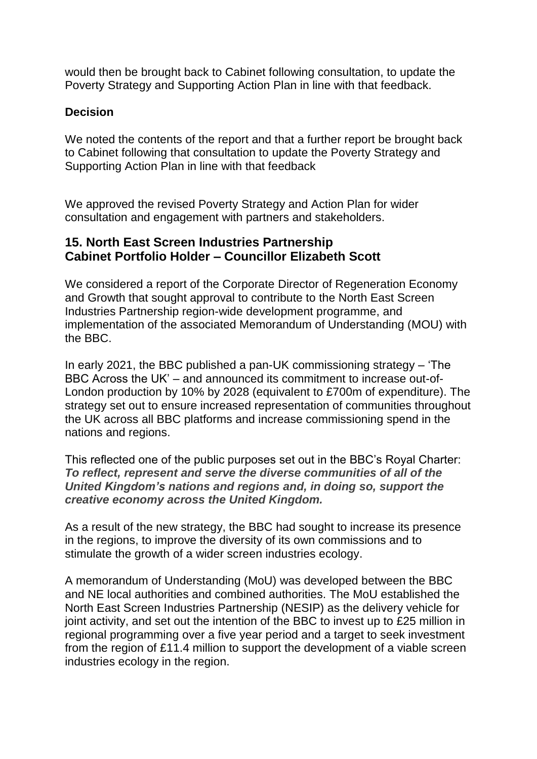would then be brought back to Cabinet following consultation, to update the Poverty Strategy and Supporting Action Plan in line with that feedback.

**Decision**

We noted the contents of the report and that a further report be brought back to Cabinet following that consultation to update the Poverty Strategy and Supporting Action Plan in line with that feedback

We approved the revised Poverty Strategy and Action Plan for wider consultation and engagement with partners and stakeholders.

## 15. North East Screen Industries Partnership
## Cabinet Portfolio Holder – Councillor Elizabeth Scott

We considered a report of the Corporate Director of Regeneration Economy and Growth that sought approval to contribute to the North East Screen Industries Partnership region-wide development programme, and implementation of the associated Memorandum of Understanding (MOU) with the BBC.

In early 2021, the BBC published a pan-UK commissioning strategy – 'The BBC Across the UK' – and announced its commitment to increase out-of-London production by 10% by 2028 (equivalent to £700m of expenditure). The strategy set out to ensure increased representation of communities throughout the UK across all BBC platforms and increase commissioning spend in the nations and regions.

This reflected one of the public purposes set out in the BBC's Royal Charter: ***To reflect, represent and serve the diverse communities of all of the United Kingdom's nations and regions and, in doing so, support the creative economy across the United Kingdom.***

As a result of the new strategy, the BBC had sought to increase its presence in the regions, to improve the diversity of its own commissions and to stimulate the growth of a wider screen industries ecology.

A memorandum of Understanding (MoU) was developed between the BBC and NE local authorities and combined authorities. The MoU established the North East Screen Industries Partnership (NESIP) as the delivery vehicle for joint activity, and set out the intention of the BBC to invest up to £25 million in regional programming over a five year period and a target to seek investment from the region of £11.4 million to support the development of a viable screen industries ecology in the region.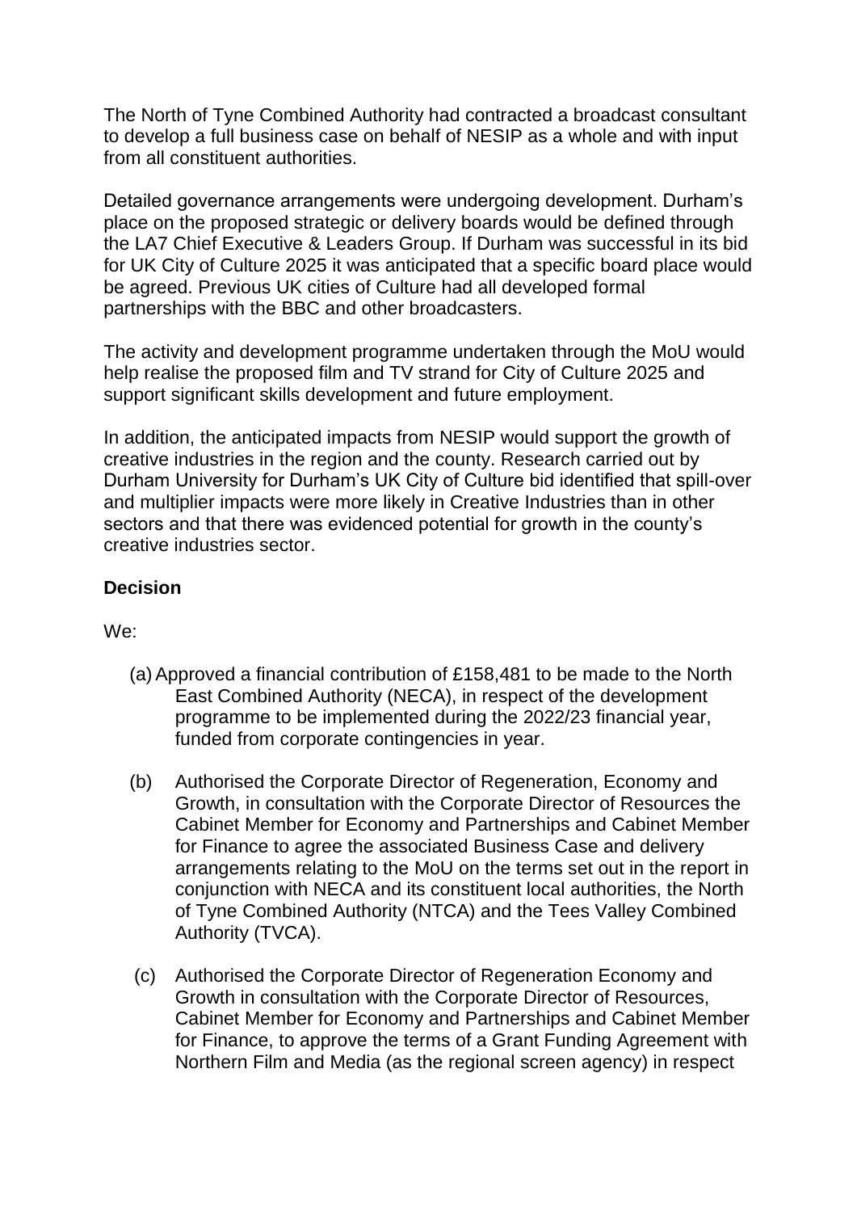The North of Tyne Combined Authority had contracted a broadcast consultant to develop a full business case on behalf of NESIP as a whole and with input from all constituent authorities.

Detailed governance arrangements were undergoing development. Durham's place on the proposed strategic or delivery boards would be defined through the LA7 Chief Executive & Leaders Group. If Durham was successful in its bid for UK City of Culture 2025 it was anticipated that a specific board place would be agreed. Previous UK cities of Culture had all developed formal partnerships with the BBC and other broadcasters.

The activity and development programme undertaken through the MoU would help realise the proposed film and TV strand for City of Culture 2025 and support significant skills development and future employment.

In addition, the anticipated impacts from NESIP would support the growth of creative industries in the region and the county. Research carried out by Durham University for Durham's UK City of Culture bid identified that spill-over and multiplier impacts were more likely in Creative Industries than in other sectors and that there was evidenced potential for growth in the county's creative industries sector.

**Decision**

We:

(a) Approved a financial contribution of £158,481 to be made to the North East Combined Authority (NECA), in respect of the development programme to be implemented during the 2022/23 financial year, funded from corporate contingencies in year.

(b) Authorised the Corporate Director of Regeneration, Economy and Growth, in consultation with the Corporate Director of Resources the Cabinet Member for Economy and Partnerships and Cabinet Member for Finance to agree the associated Business Case and delivery arrangements relating to the MoU on the terms set out in the report in conjunction with NECA and its constituent local authorities, the North of Tyne Combined Authority (NTCA) and the Tees Valley Combined Authority (TVCA).

(c) Authorised the Corporate Director of Regeneration Economy and Growth in consultation with the Corporate Director of Resources, Cabinet Member for Economy and Partnerships and Cabinet Member for Finance, to approve the terms of a Grant Funding Agreement with Northern Film and Media (as the regional screen agency) in respect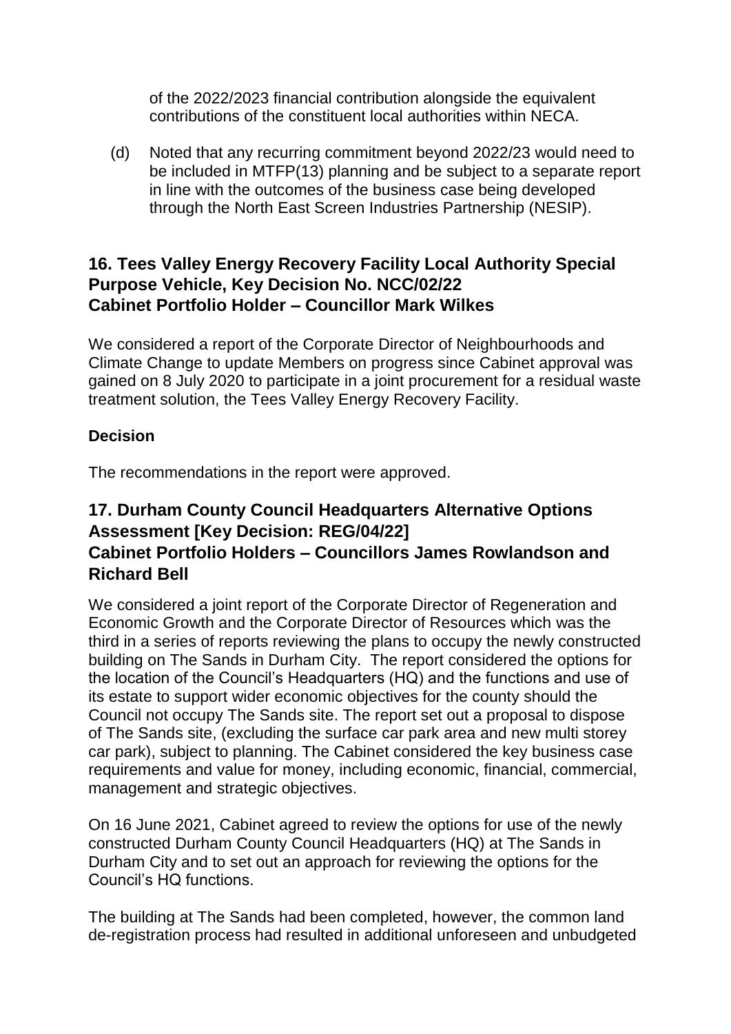of the 2022/2023 financial contribution alongside the equivalent contributions of the constituent local authorities within NECA.

(d) Noted that any recurring commitment beyond 2022/23 would need to be included in MTFP(13) planning and be subject to a separate report in line with the outcomes of the business case being developed through the North East Screen Industries Partnership (NESIP).

## 16. Tees Valley Energy Recovery Facility Local Authority Special Purpose Vehicle, Key Decision No. NCC/02/22
## Cabinet Portfolio Holder – Councillor Mark Wilkes

We considered a report of the Corporate Director of Neighbourhoods and Climate Change to update Members on progress since Cabinet approval was gained on 8 July 2020 to participate in a joint procurement for a residual waste treatment solution, the Tees Valley Energy Recovery Facility.

**Decision**

The recommendations in the report were approved.

## 17. Durham County Council Headquarters Alternative Options Assessment [Key Decision: REG/04/22]
## Cabinet Portfolio Holders – Councillors James Rowlandson and Richard Bell

We considered a joint report of the Corporate Director of Regeneration and Economic Growth and the Corporate Director of Resources which was the third in a series of reports reviewing the plans to occupy the newly constructed building on The Sands in Durham City. The report considered the options for the location of the Council's Headquarters (HQ) and the functions and use of its estate to support wider economic objectives for the county should the Council not occupy The Sands site. The report set out a proposal to dispose of The Sands site, (excluding the surface car park area and new multi storey car park), subject to planning. The Cabinet considered the key business case requirements and value for money, including economic, financial, commercial, management and strategic objectives.

On 16 June 2021, Cabinet agreed to review the options for use of the newly constructed Durham County Council Headquarters (HQ) at The Sands in Durham City and to set out an approach for reviewing the options for the Council's HQ functions.

The building at The Sands had been completed, however, the common land de-registration process had resulted in additional unforeseen and unbudgeted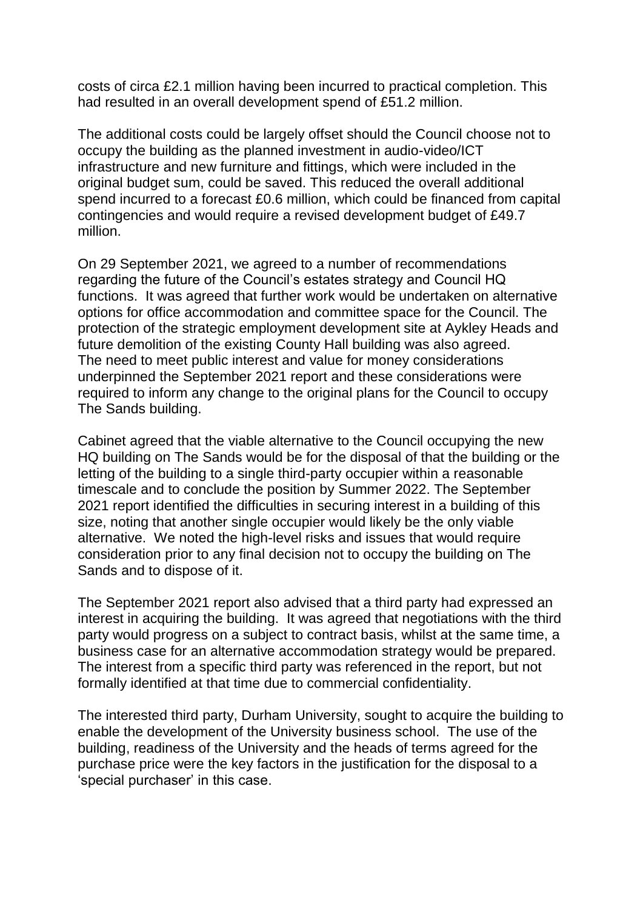costs of circa £2.1 million having been incurred to practical completion. This had resulted in an overall development spend of £51.2 million.

The additional costs could be largely offset should the Council choose not to occupy the building as the planned investment in audio-video/ICT infrastructure and new furniture and fittings, which were included in the original budget sum, could be saved. This reduced the overall additional spend incurred to a forecast £0.6 million, which could be financed from capital contingencies and would require a revised development budget of £49.7 million.

On 29 September 2021, we agreed to a number of recommendations regarding the future of the Council's estates strategy and Council HQ functions. It was agreed that further work would be undertaken on alternative options for office accommodation and committee space for the Council. The protection of the strategic employment development site at Aykley Heads and future demolition of the existing County Hall building was also agreed. The need to meet public interest and value for money considerations underpinned the September 2021 report and these considerations were required to inform any change to the original plans for the Council to occupy The Sands building.

Cabinet agreed that the viable alternative to the Council occupying the new HQ building on The Sands would be for the disposal of that the building or the letting of the building to a single third-party occupier within a reasonable timescale and to conclude the position by Summer 2022. The September 2021 report identified the difficulties in securing interest in a building of this size, noting that another single occupier would likely be the only viable alternative. We noted the high-level risks and issues that would require consideration prior to any final decision not to occupy the building on The Sands and to dispose of it.

The September 2021 report also advised that a third party had expressed an interest in acquiring the building. It was agreed that negotiations with the third party would progress on a subject to contract basis, whilst at the same time, a business case for an alternative accommodation strategy would be prepared. The interest from a specific third party was referenced in the report, but not formally identified at that time due to commercial confidentiality.

The interested third party, Durham University, sought to acquire the building to enable the development of the University business school. The use of the building, readiness of the University and the heads of terms agreed for the purchase price were the key factors in the justification for the disposal to a 'special purchaser' in this case.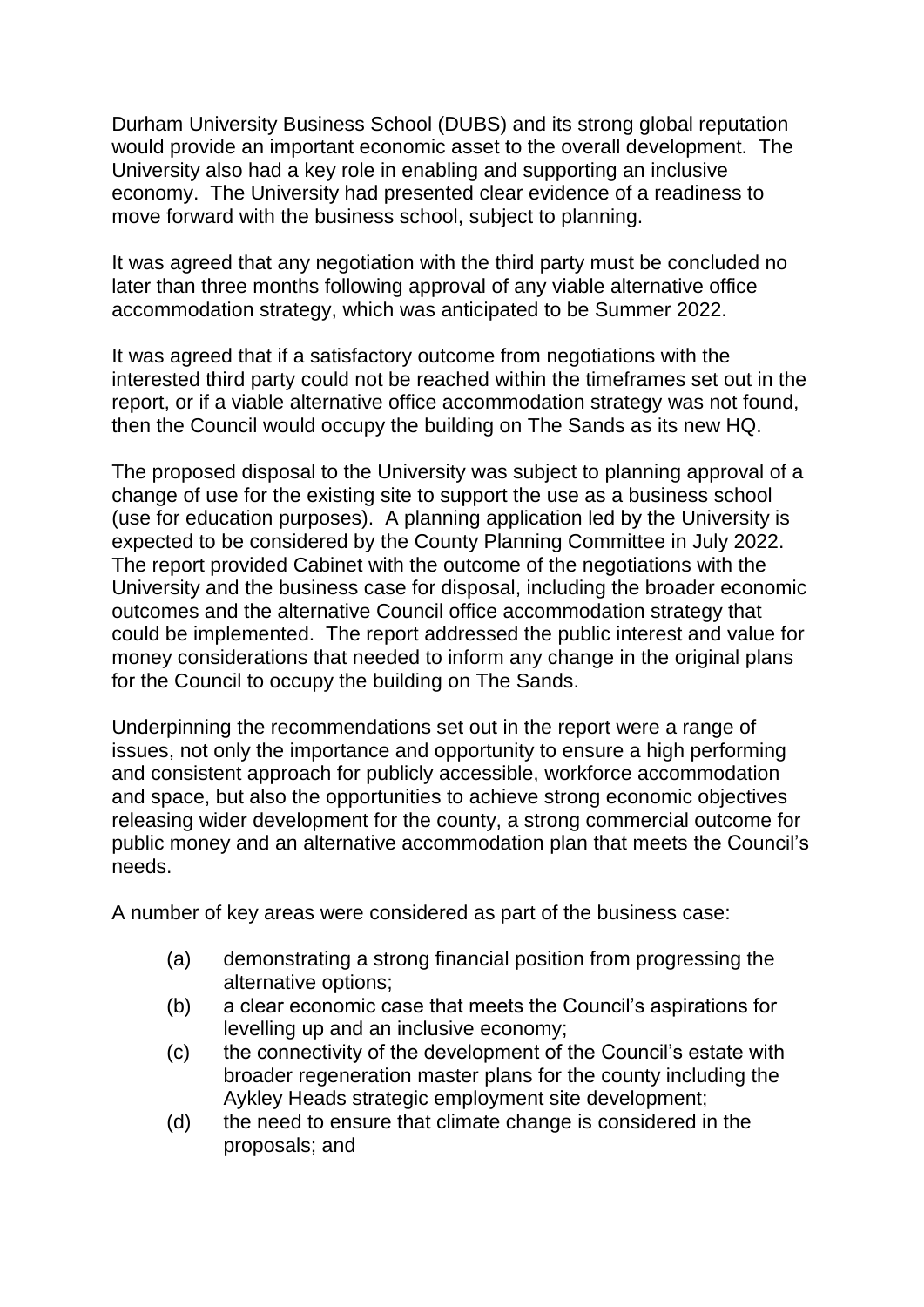Durham University Business School (DUBS) and its strong global reputation would provide an important economic asset to the overall development. The University also had a key role in enabling and supporting an inclusive economy. The University had presented clear evidence of a readiness to move forward with the business school, subject to planning.

It was agreed that any negotiation with the third party must be concluded no later than three months following approval of any viable alternative office accommodation strategy, which was anticipated to be Summer 2022.

It was agreed that if a satisfactory outcome from negotiations with the interested third party could not be reached within the timeframes set out in the report, or if a viable alternative office accommodation strategy was not found, then the Council would occupy the building on The Sands as its new HQ.

The proposed disposal to the University was subject to planning approval of a change of use for the existing site to support the use as a business school (use for education purposes). A planning application led by the University is expected to be considered by the County Planning Committee in July 2022. The report provided Cabinet with the outcome of the negotiations with the University and the business case for disposal, including the broader economic outcomes and the alternative Council office accommodation strategy that could be implemented. The report addressed the public interest and value for money considerations that needed to inform any change in the original plans for the Council to occupy the building on The Sands.

Underpinning the recommendations set out in the report were a range of issues, not only the importance and opportunity to ensure a high performing and consistent approach for publicly accessible, workforce accommodation and space, but also the opportunities to achieve strong economic objectives releasing wider development for the county, a strong commercial outcome for public money and an alternative accommodation plan that meets the Council's needs.

A number of key areas were considered as part of the business case:

(a) demonstrating a strong financial position from progressing the alternative options;
(b) a clear economic case that meets the Council's aspirations for levelling up and an inclusive economy;
(c) the connectivity of the development of the Council's estate with broader regeneration master plans for the county including the Aykley Heads strategic employment site development;
(d) the need to ensure that climate change is considered in the proposals; and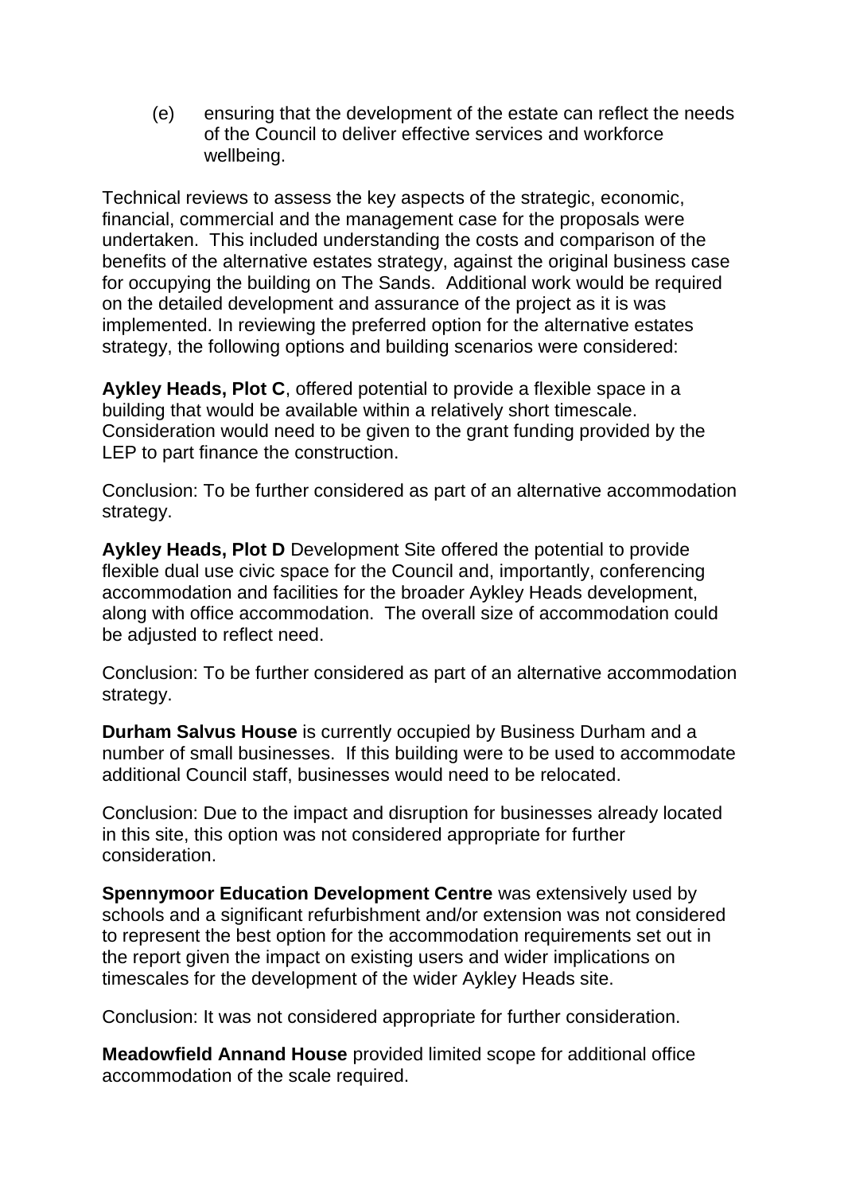(e) ensuring that the development of the estate can reflect the needs of the Council to deliver effective services and workforce wellbeing.

Technical reviews to assess the key aspects of the strategic, economic, financial, commercial and the management case for the proposals were undertaken. This included understanding the costs and comparison of the benefits of the alternative estates strategy, against the original business case for occupying the building on The Sands. Additional work would be required on the detailed development and assurance of the project as it is was implemented. In reviewing the preferred option for the alternative estates strategy, the following options and building scenarios were considered:

**Aykley Heads, Plot C**, offered potential to provide a flexible space in a building that would be available within a relatively short timescale. Consideration would need to be given to the grant funding provided by the LEP to part finance the construction.

Conclusion: To be further considered as part of an alternative accommodation strategy.

**Aykley Heads, Plot D** Development Site offered the potential to provide flexible dual use civic space for the Council and, importantly, conferencing accommodation and facilities for the broader Aykley Heads development, along with office accommodation. The overall size of accommodation could be adjusted to reflect need.

Conclusion: To be further considered as part of an alternative accommodation strategy.

**Durham Salvus House** is currently occupied by Business Durham and a number of small businesses. If this building were to be used to accommodate additional Council staff, businesses would need to be relocated.

Conclusion: Due to the impact and disruption for businesses already located in this site, this option was not considered appropriate for further consideration.

**Spennymoor Education Development Centre** was extensively used by schools and a significant refurbishment and/or extension was not considered to represent the best option for the accommodation requirements set out in the report given the impact on existing users and wider implications on timescales for the development of the wider Aykley Heads site.

Conclusion: It was not considered appropriate for further consideration.

**Meadowfield Annand House** provided limited scope for additional office accommodation of the scale required.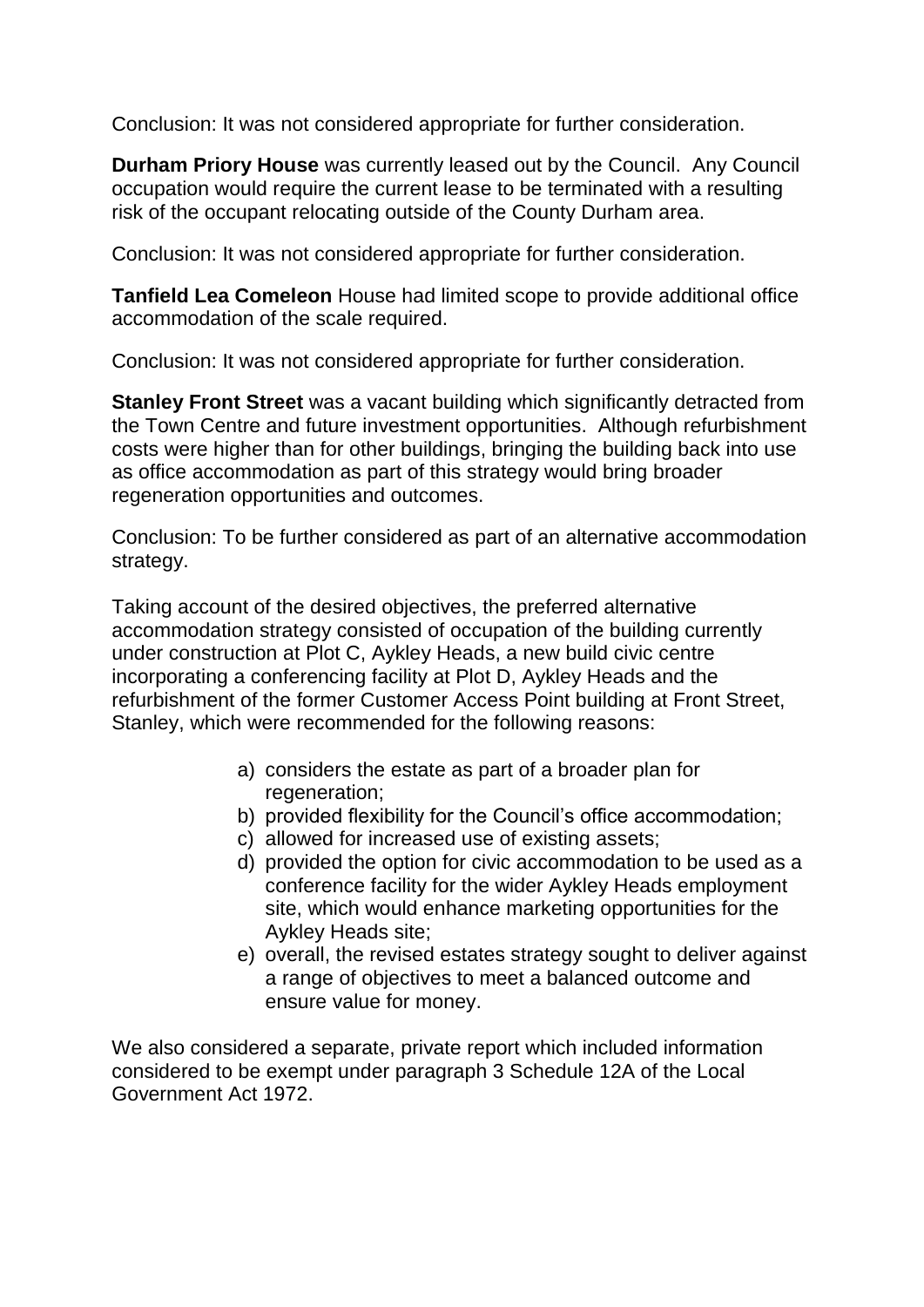Conclusion: It was not considered appropriate for further consideration.

**Durham Priory House** was currently leased out by the Council. Any Council occupation would require the current lease to be terminated with a resulting risk of the occupant relocating outside of the County Durham area.

Conclusion: It was not considered appropriate for further consideration.

**Tanfield Lea Comeleon** House had limited scope to provide additional office accommodation of the scale required.

Conclusion: It was not considered appropriate for further consideration.

**Stanley Front Street** was a vacant building which significantly detracted from the Town Centre and future investment opportunities. Although refurbishment costs were higher than for other buildings, bringing the building back into use as office accommodation as part of this strategy would bring broader regeneration opportunities and outcomes.

Conclusion: To be further considered as part of an alternative accommodation strategy.

Taking account of the desired objectives, the preferred alternative accommodation strategy consisted of occupation of the building currently under construction at Plot C, Aykley Heads, a new build civic centre incorporating a conferencing facility at Plot D, Aykley Heads and the refurbishment of the former Customer Access Point building at Front Street, Stanley, which were recommended for the following reasons:

a) considers the estate as part of a broader plan for regeneration;
b) provided flexibility for the Council's office accommodation;
c) allowed for increased use of existing assets;
d) provided the option for civic accommodation to be used as a conference facility for the wider Aykley Heads employment site, which would enhance marketing opportunities for the Aykley Heads site;
e) overall, the revised estates strategy sought to deliver against a range of objectives to meet a balanced outcome and ensure value for money.

We also considered a separate, private report which included information considered to be exempt under paragraph 3 Schedule 12A of the Local Government Act 1972.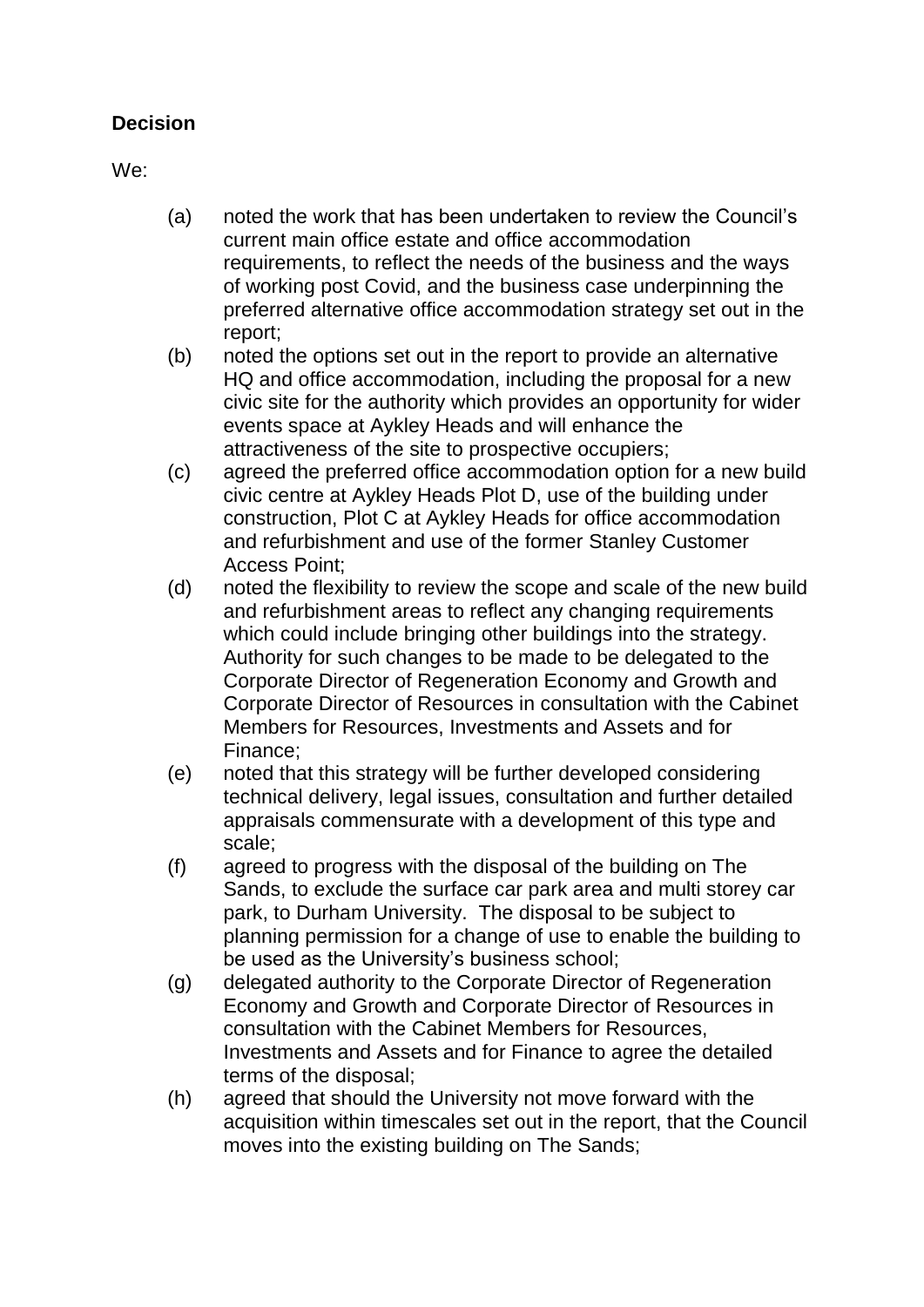### Decision

We:

(a) noted the work that has been undertaken to review the Council's current main office estate and office accommodation requirements, to reflect the needs of the business and the ways of working post Covid, and the business case underpinning the preferred alternative office accommodation strategy set out in the report;

(b) noted the options set out in the report to provide an alternative HQ and office accommodation, including the proposal for a new civic site for the authority which provides an opportunity for wider events space at Aykley Heads and will enhance the attractiveness of the site to prospective occupiers;

(c) agreed the preferred office accommodation option for a new build civic centre at Aykley Heads Plot D, use of the building under construction, Plot C at Aykley Heads for office accommodation and refurbishment and use of the former Stanley Customer Access Point;

(d) noted the flexibility to review the scope and scale of the new build and refurbishment areas to reflect any changing requirements which could include bringing other buildings into the strategy. Authority for such changes to be made to be delegated to the Corporate Director of Regeneration Economy and Growth and Corporate Director of Resources in consultation with the Cabinet Members for Resources, Investments and Assets and for Finance;

(e) noted that this strategy will be further developed considering technical delivery, legal issues, consultation and further detailed appraisals commensurate with a development of this type and scale;

(f) agreed to progress with the disposal of the building on The Sands, to exclude the surface car park area and multi storey car park, to Durham University. The disposal to be subject to planning permission for a change of use to enable the building to be used as the University's business school;

(g) delegated authority to the Corporate Director of Regeneration Economy and Growth and Corporate Director of Resources in consultation with the Cabinet Members for Resources, Investments and Assets and for Finance to agree the detailed terms of the disposal;

(h) agreed that should the University not move forward with the acquisition within timescales set out in the report, that the Council moves into the existing building on The Sands;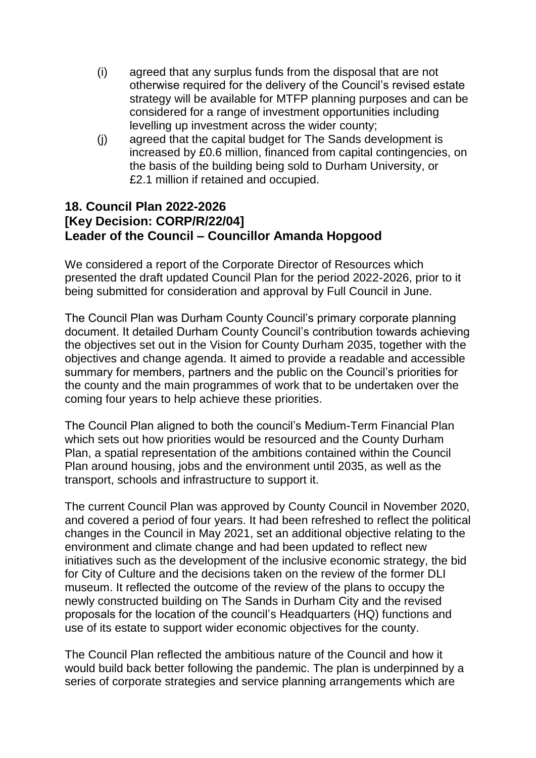(i) agreed that any surplus funds from the disposal that are not otherwise required for the delivery of the Council's revised estate strategy will be available for MTFP planning purposes and can be considered for a range of investment opportunities including levelling up investment across the wider county;

(j) agreed that the capital budget for The Sands development is increased by £0.6 million, financed from capital contingencies, on the basis of the building being sold to Durham University, or £2.1 million if retained and occupied.

## 18. Council Plan 2022-2026
## [Key Decision: CORP/R/22/04]
## Leader of the Council – Councillor Amanda Hopgood

We considered a report of the Corporate Director of Resources which presented the draft updated Council Plan for the period 2022-2026, prior to it being submitted for consideration and approval by Full Council in June.

The Council Plan was Durham County Council's primary corporate planning document. It detailed Durham County Council's contribution towards achieving the objectives set out in the Vision for County Durham 2035, together with the objectives and change agenda. It aimed to provide a readable and accessible summary for members, partners and the public on the Council's priorities for the county and the main programmes of work that to be undertaken over the coming four years to help achieve these priorities.

The Council Plan aligned to both the council's Medium-Term Financial Plan which sets out how priorities would be resourced and the County Durham Plan, a spatial representation of the ambitions contained within the Council Plan around housing, jobs and the environment until 2035, as well as the transport, schools and infrastructure to support it.

The current Council Plan was approved by County Council in November 2020, and covered a period of four years. It had been refreshed to reflect the political changes in the Council in May 2021, set an additional objective relating to the environment and climate change and had been updated to reflect new initiatives such as the development of the inclusive economic strategy, the bid for City of Culture and the decisions taken on the review of the former DLI museum. It reflected the outcome of the review of the plans to occupy the newly constructed building on The Sands in Durham City and the revised proposals for the location of the council's Headquarters (HQ) functions and use of its estate to support wider economic objectives for the county.

The Council Plan reflected the ambitious nature of the Council and how it would build back better following the pandemic. The plan is underpinned by a series of corporate strategies and service planning arrangements which are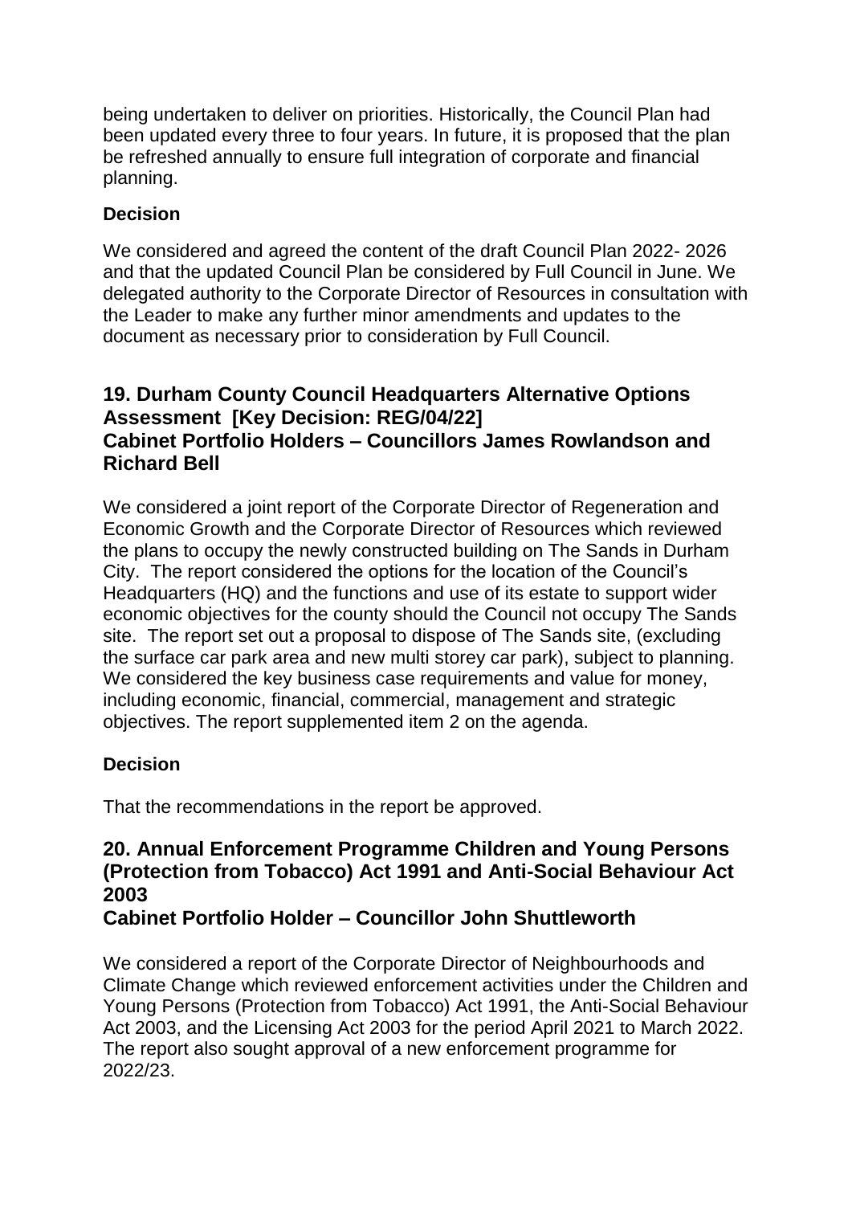being undertaken to deliver on priorities. Historically, the Council Plan had been updated every three to four years. In future, it is proposed that the plan be refreshed annually to ensure full integration of corporate and financial planning.

**Decision**

We considered and agreed the content of the draft Council Plan 2022- 2026 and that the updated Council Plan be considered by Full Council in June. We delegated authority to the Corporate Director of Resources in consultation with the Leader to make any further minor amendments and updates to the document as necessary prior to consideration by Full Council.

## 19. Durham County Council Headquarters Alternative Options Assessment [Key Decision: REG/04/22]
## Cabinet Portfolio Holders – Councillors James Rowlandson and Richard Bell

We considered a joint report of the Corporate Director of Regeneration and Economic Growth and the Corporate Director of Resources which reviewed the plans to occupy the newly constructed building on The Sands in Durham City. The report considered the options for the location of the Council's Headquarters (HQ) and the functions and use of its estate to support wider economic objectives for the county should the Council not occupy The Sands site. The report set out a proposal to dispose of The Sands site, (excluding the surface car park area and new multi storey car park), subject to planning. We considered the key business case requirements and value for money, including economic, financial, commercial, management and strategic objectives. The report supplemented item 2 on the agenda.

**Decision**

That the recommendations in the report be approved.

## 20. Annual Enforcement Programme Children and Young Persons (Protection from Tobacco) Act 1991 and Anti-Social Behaviour Act 2003
## Cabinet Portfolio Holder – Councillor John Shuttleworth

We considered a report of the Corporate Director of Neighbourhoods and Climate Change which reviewed enforcement activities under the Children and Young Persons (Protection from Tobacco) Act 1991, the Anti-Social Behaviour Act 2003, and the Licensing Act 2003 for the period April 2021 to March 2022. The report also sought approval of a new enforcement programme for 2022/23.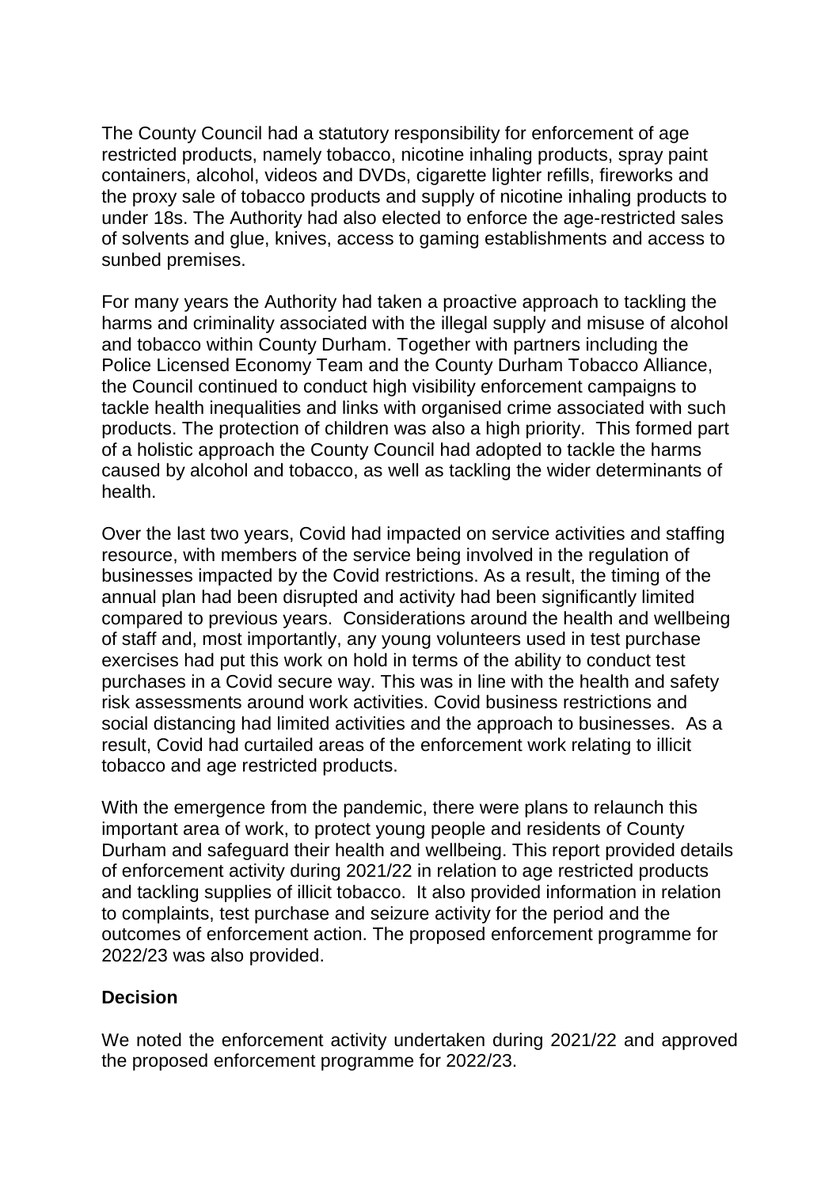The County Council had a statutory responsibility for enforcement of age restricted products, namely tobacco, nicotine inhaling products, spray paint containers, alcohol, videos and DVDs, cigarette lighter refills, fireworks and the proxy sale of tobacco products and supply of nicotine inhaling products to under 18s. The Authority had also elected to enforce the age-restricted sales of solvents and glue, knives, access to gaming establishments and access to sunbed premises.

For many years the Authority had taken a proactive approach to tackling the harms and criminality associated with the illegal supply and misuse of alcohol and tobacco within County Durham. Together with partners including the Police Licensed Economy Team and the County Durham Tobacco Alliance, the Council continued to conduct high visibility enforcement campaigns to tackle health inequalities and links with organised crime associated with such products. The protection of children was also a high priority. This formed part of a holistic approach the County Council had adopted to tackle the harms caused by alcohol and tobacco, as well as tackling the wider determinants of health.

Over the last two years, Covid had impacted on service activities and staffing resource, with members of the service being involved in the regulation of businesses impacted by the Covid restrictions. As a result, the timing of the annual plan had been disrupted and activity had been significantly limited compared to previous years. Considerations around the health and wellbeing of staff and, most importantly, any young volunteers used in test purchase exercises had put this work on hold in terms of the ability to conduct test purchases in a Covid secure way. This was in line with the health and safety risk assessments around work activities. Covid business restrictions and social distancing had limited activities and the approach to businesses. As a result, Covid had curtailed areas of the enforcement work relating to illicit tobacco and age restricted products.

With the emergence from the pandemic, there were plans to relaunch this important area of work, to protect young people and residents of County Durham and safeguard their health and wellbeing. This report provided details of enforcement activity during 2021/22 in relation to age restricted products and tackling supplies of illicit tobacco. It also provided information in relation to complaints, test purchase and seizure activity for the period and the outcomes of enforcement action. The proposed enforcement programme for 2022/23 was also provided.

**Decision**

We noted the enforcement activity undertaken during 2021/22 and approved the proposed enforcement programme for 2022/23.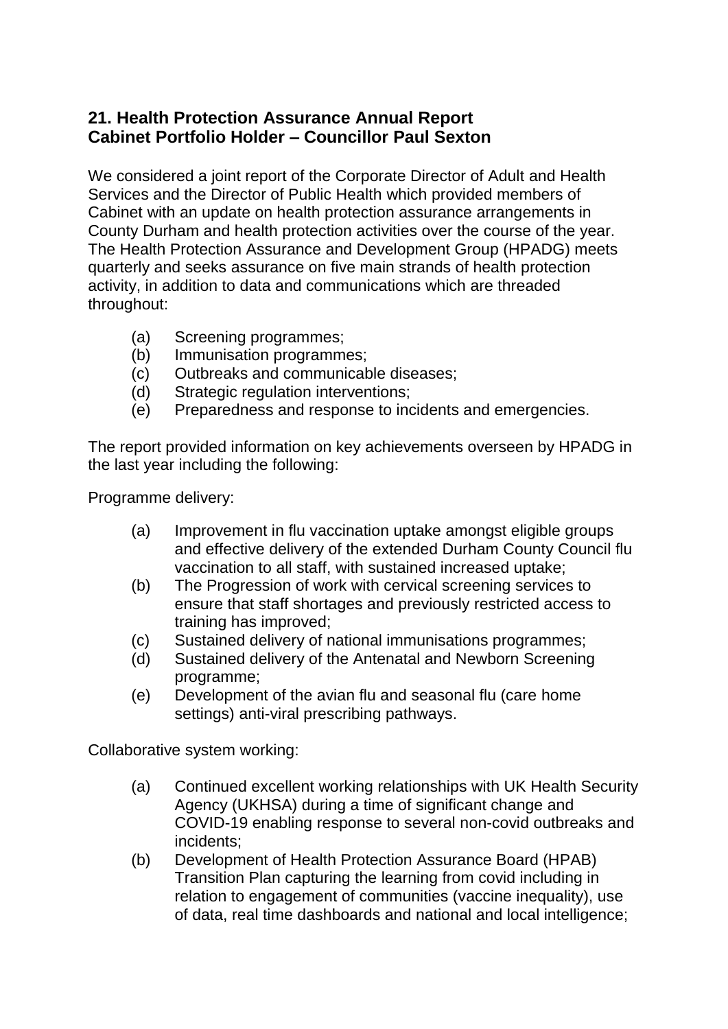## 21. Health Protection Assurance Annual Report
## Cabinet Portfolio Holder – Councillor Paul Sexton

We considered a joint report of the Corporate Director of Adult and Health Services and the Director of Public Health which provided members of Cabinet with an update on health protection assurance arrangements in County Durham and health protection activities over the course of the year. The Health Protection Assurance and Development Group (HPADG) meets quarterly and seeks assurance on five main strands of health protection activity, in addition to data and communications which are threaded throughout:

(a) Screening programmes;
(b) Immunisation programmes;
(c) Outbreaks and communicable diseases;
(d) Strategic regulation interventions;
(e) Preparedness and response to incidents and emergencies.

The report provided information on key achievements overseen by HPADG in the last year including the following:

Programme delivery:

(a) Improvement in flu vaccination uptake amongst eligible groups and effective delivery of the extended Durham County Council flu vaccination to all staff, with sustained increased uptake;
(b) The Progression of work with cervical screening services to ensure that staff shortages and previously restricted access to training has improved;
(c) Sustained delivery of national immunisations programmes;
(d) Sustained delivery of the Antenatal and Newborn Screening programme;
(e) Development of the avian flu and seasonal flu (care home settings) anti-viral prescribing pathways.

Collaborative system working:

(a) Continued excellent working relationships with UK Health Security Agency (UKHSA) during a time of significant change and COVID-19 enabling response to several non-covid outbreaks and incidents;
(b) Development of Health Protection Assurance Board (HPAB) Transition Plan capturing the learning from covid including in relation to engagement of communities (vaccine inequality), use of data, real time dashboards and national and local intelligence;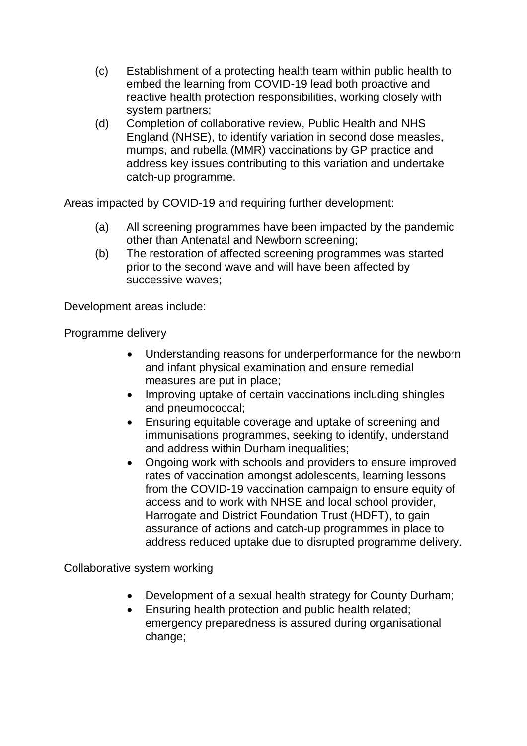(c) Establishment of a protecting health team within public health to embed the learning from COVID-19 lead both proactive and reactive health protection responsibilities, working closely with system partners;

(d) Completion of collaborative review, Public Health and NHS England (NHSE), to identify variation in second dose measles, mumps, and rubella (MMR) vaccinations by GP practice and address key issues contributing to this variation and undertake catch-up programme.

Areas impacted by COVID-19 and requiring further development:

(a) All screening programmes have been impacted by the pandemic other than Antenatal and Newborn screening;

(b) The restoration of affected screening programmes was started prior to the second wave and will have been affected by successive waves;

Development areas include:

Programme delivery

- Understanding reasons for underperformance for the newborn and infant physical examination and ensure remedial measures are put in place;
- Improving uptake of certain vaccinations including shingles and pneumococcal;
- Ensuring equitable coverage and uptake of screening and immunisations programmes, seeking to identify, understand and address within Durham inequalities;
- Ongoing work with schools and providers to ensure improved rates of vaccination amongst adolescents, learning lessons from the COVID-19 vaccination campaign to ensure equity of access and to work with NHSE and local school provider, Harrogate and District Foundation Trust (HDFT), to gain assurance of actions and catch-up programmes in place to address reduced uptake due to disrupted programme delivery.

Collaborative system working

- Development of a sexual health strategy for County Durham;
- Ensuring health protection and public health related; emergency preparedness is assured during organisational change;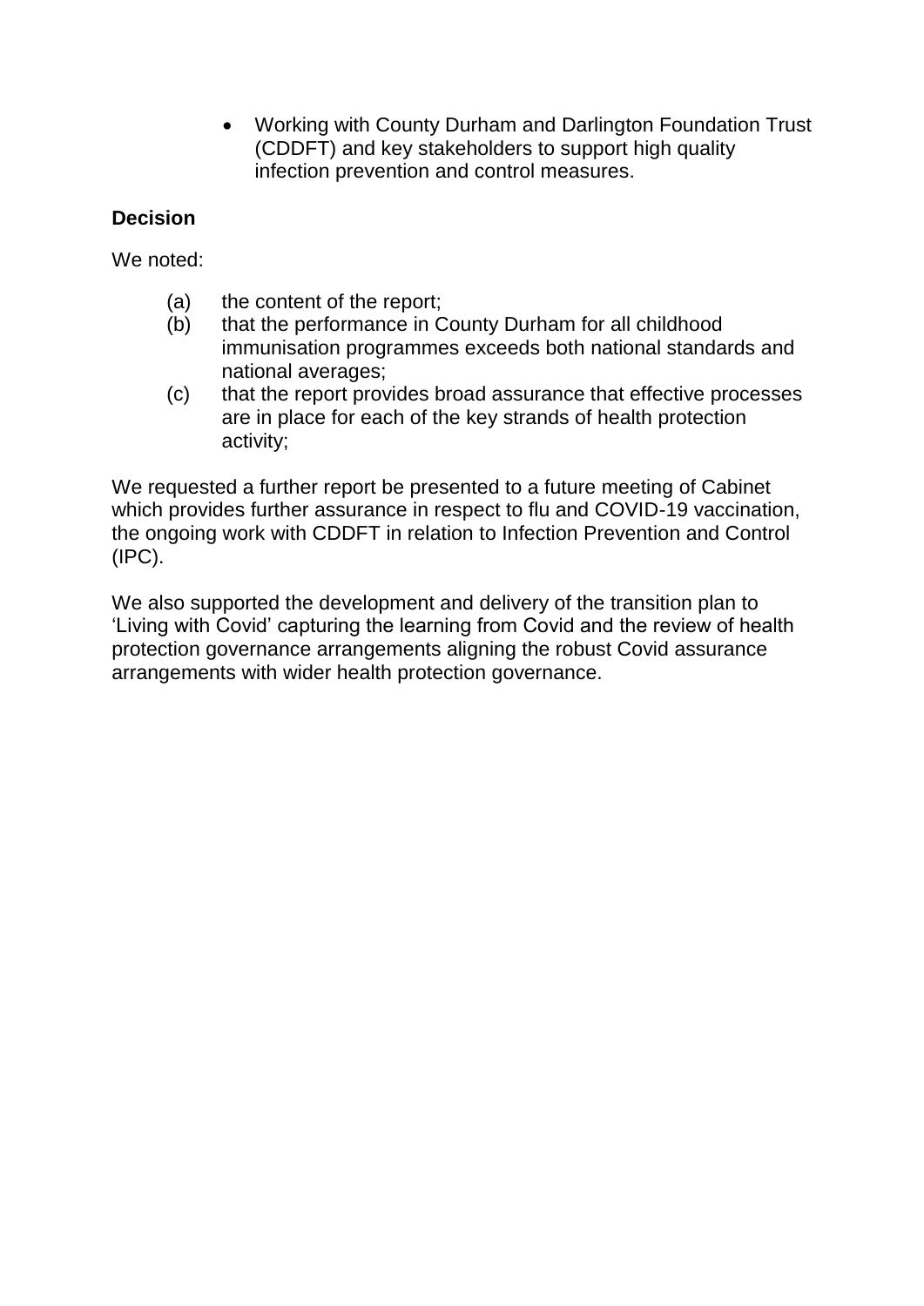- Working with County Durham and Darlington Foundation Trust (CDDFT) and key stakeholders to support high quality infection prevention and control measures.

**Decision**

We noted:

(a) the content of the report;
(b) that the performance in County Durham for all childhood immunisation programmes exceeds both national standards and national averages;
(c) that the report provides broad assurance that effective processes are in place for each of the key strands of health protection activity;

We requested a further report be presented to a future meeting of Cabinet which provides further assurance in respect to flu and COVID-19 vaccination, the ongoing work with CDDFT in relation to Infection Prevention and Control (IPC).

We also supported the development and delivery of the transition plan to 'Living with Covid' capturing the learning from Covid and the review of health protection governance arrangements aligning the robust Covid assurance arrangements with wider health protection governance.